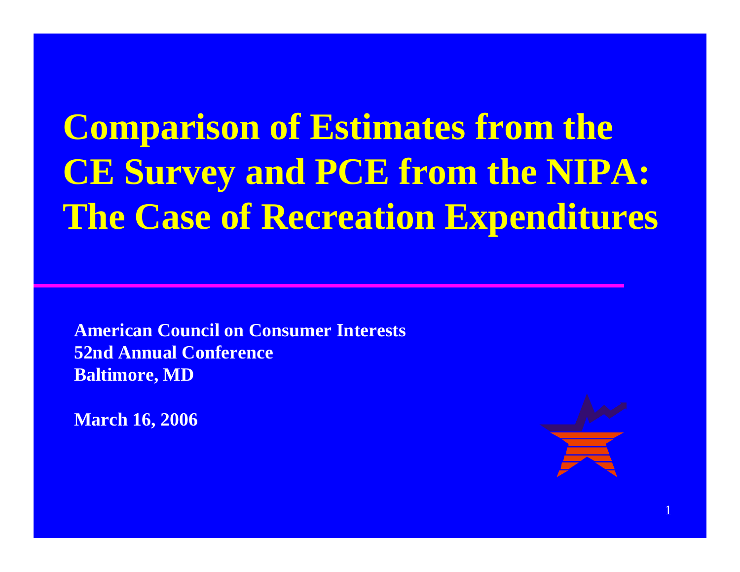# Comparison of Estimates from the CE Survey and PCE from the NIPA: The Case of Recreation Expenditures

**American Council on Consumer Interests**
**52nd Annual Conference**
**Baltimore, MD**

**March 16, 2006**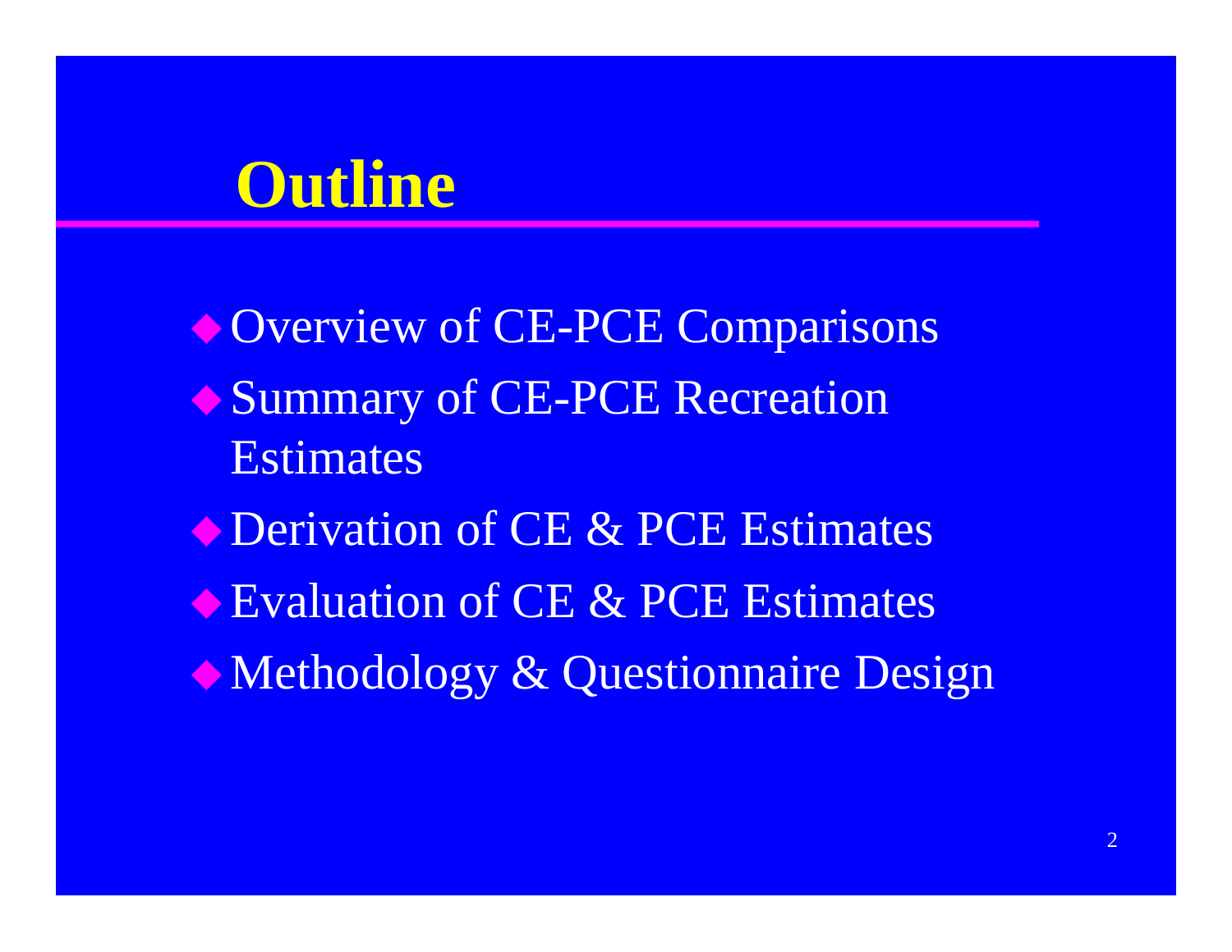# Outline

- Overview of CE-PCE Comparisons
- Summary of CE-PCE Recreation Estimates
- Derivation of CE & PCE Estimates
- Evaluation of CE & PCE Estimates
- Methodology & Questionnaire Design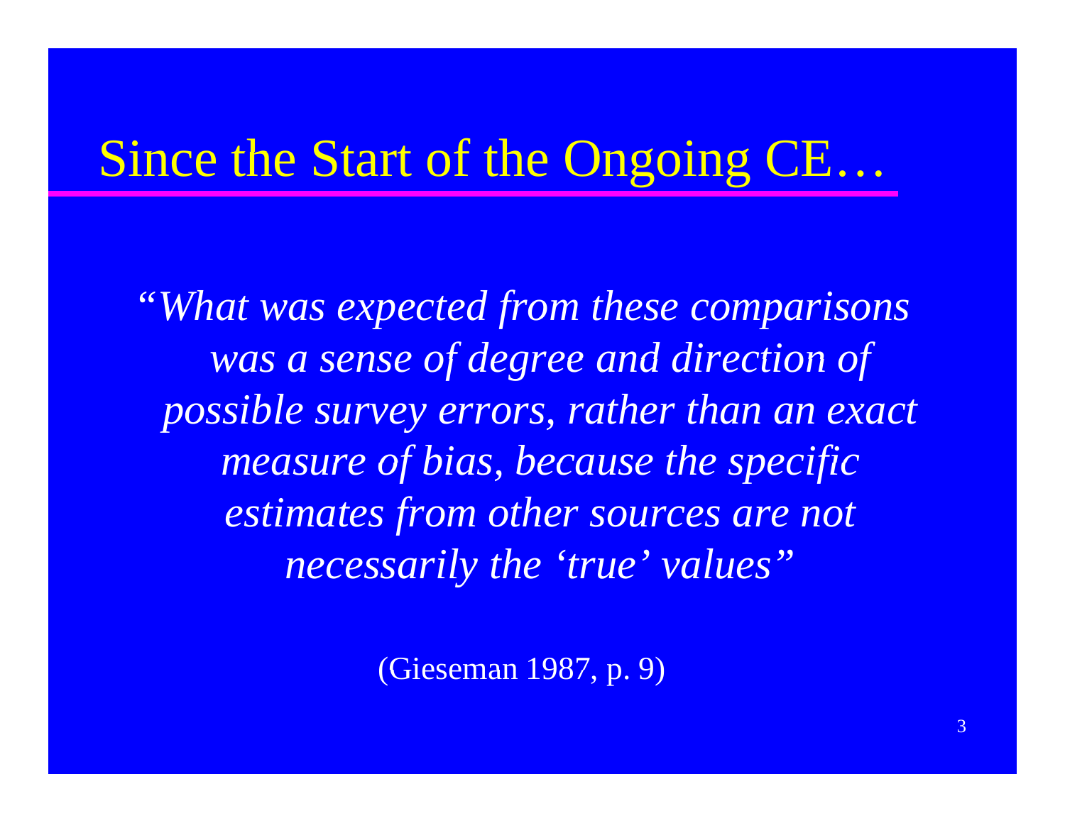# Since the Start of the Ongoing CE…

*"What was expected from these comparisons was a sense of degree and direction of possible survey errors, rather than an exact measure of bias, because the specific estimates from other sources are not necessarily the 'true' values"*

(Gieseman 1987, p. 9)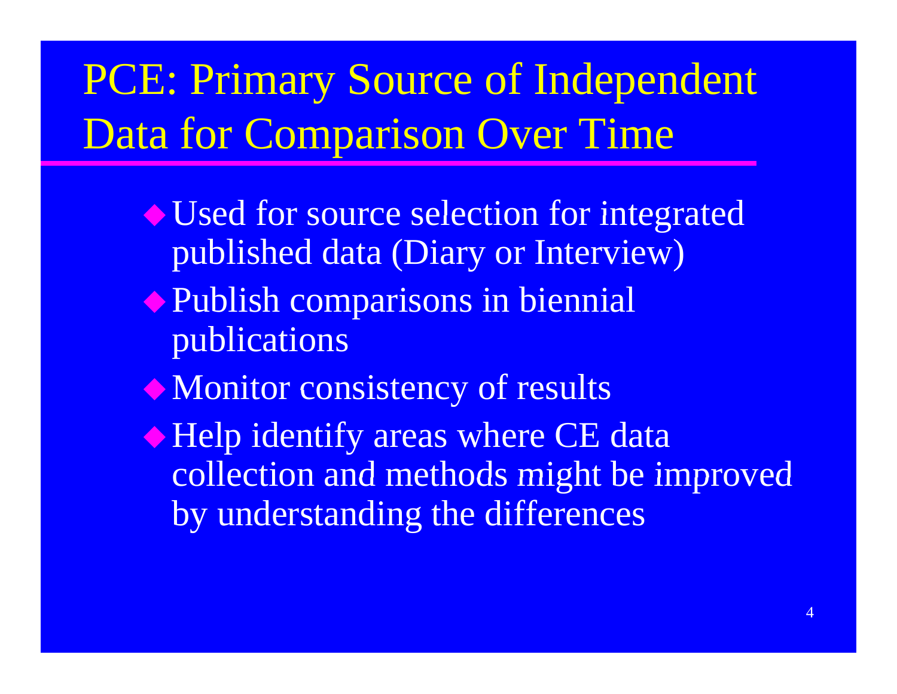# PCE: Primary Source of Independent Data for Comparison Over Time

- Used for source selection for integrated published data (Diary or Interview)
- Publish comparisons in biennial publications
- Monitor consistency of results
- Help identify areas where CE data collection and methods might be improved by understanding the differences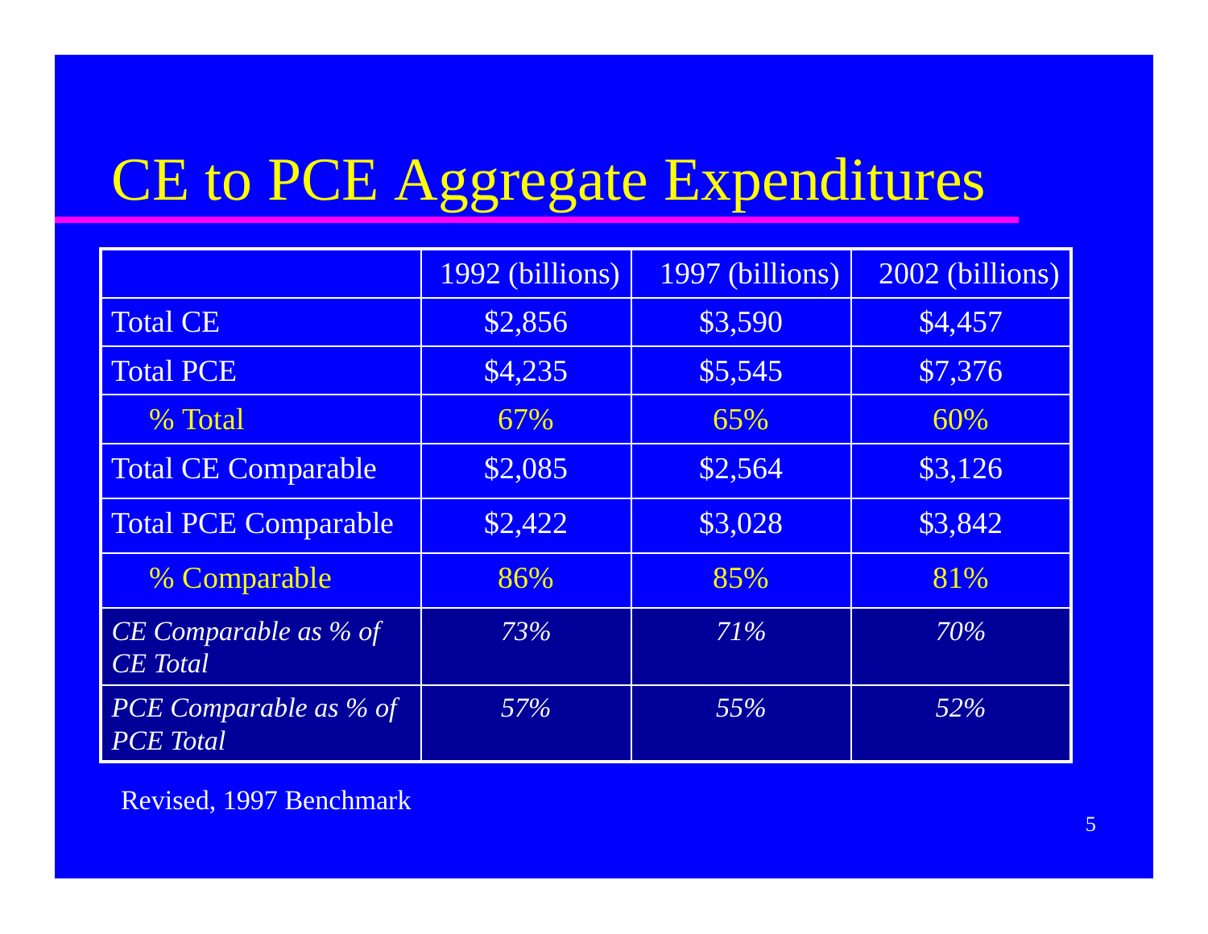# CE to PCE Aggregate Expenditures

| | 1992 (billions) | 1997 (billions) | 2002 (billions) |
|---|---|---|---|
| Total CE | $2,856 | $3,590 | $4,457 |
| Total PCE | $4,235 | $5,545 | $7,376 |
| % Total | 67% | 65% | 60% |
| Total CE Comparable | $2,085 | $2,564 | $3,126 |
| Total PCE Comparable | $2,422 | $3,028 | $3,842 |
| % Comparable | 86% | 85% | 81% |
| *CE Comparable as % of CE Total* | *73%* | *71%* | *70%* |
| *PCE Comparable as % of PCE Total* | *57%* | *55%* | *52%* |

Revised, 1997 Benchmark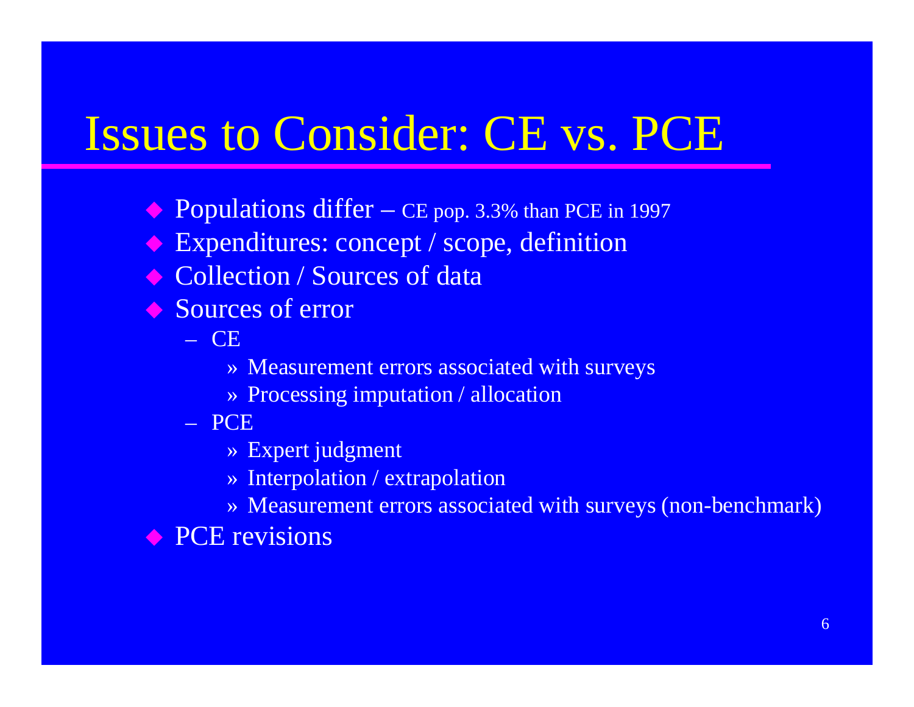# Issues to Consider: CE vs. PCE

- Populations differ – CE pop. 3.3% than PCE in 1997
- Expenditures: concept / scope, definition
- Collection / Sources of data
- Sources of error
  - CE
    - » Measurement errors associated with surveys
    - » Processing imputation / allocation
  - PCE
    - » Expert judgment
    - » Interpolation / extrapolation
    - » Measurement errors associated with surveys (non-benchmark)
- PCE revisions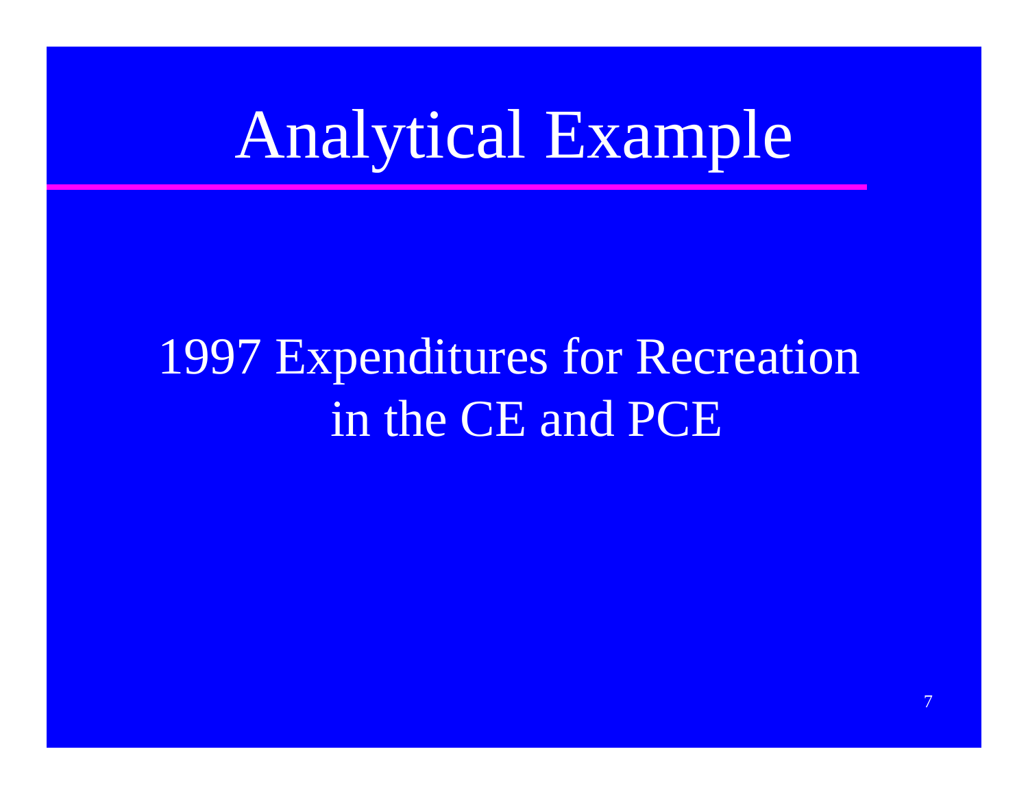# Analytical Example

1997 Expenditures for Recreation in the CE and PCE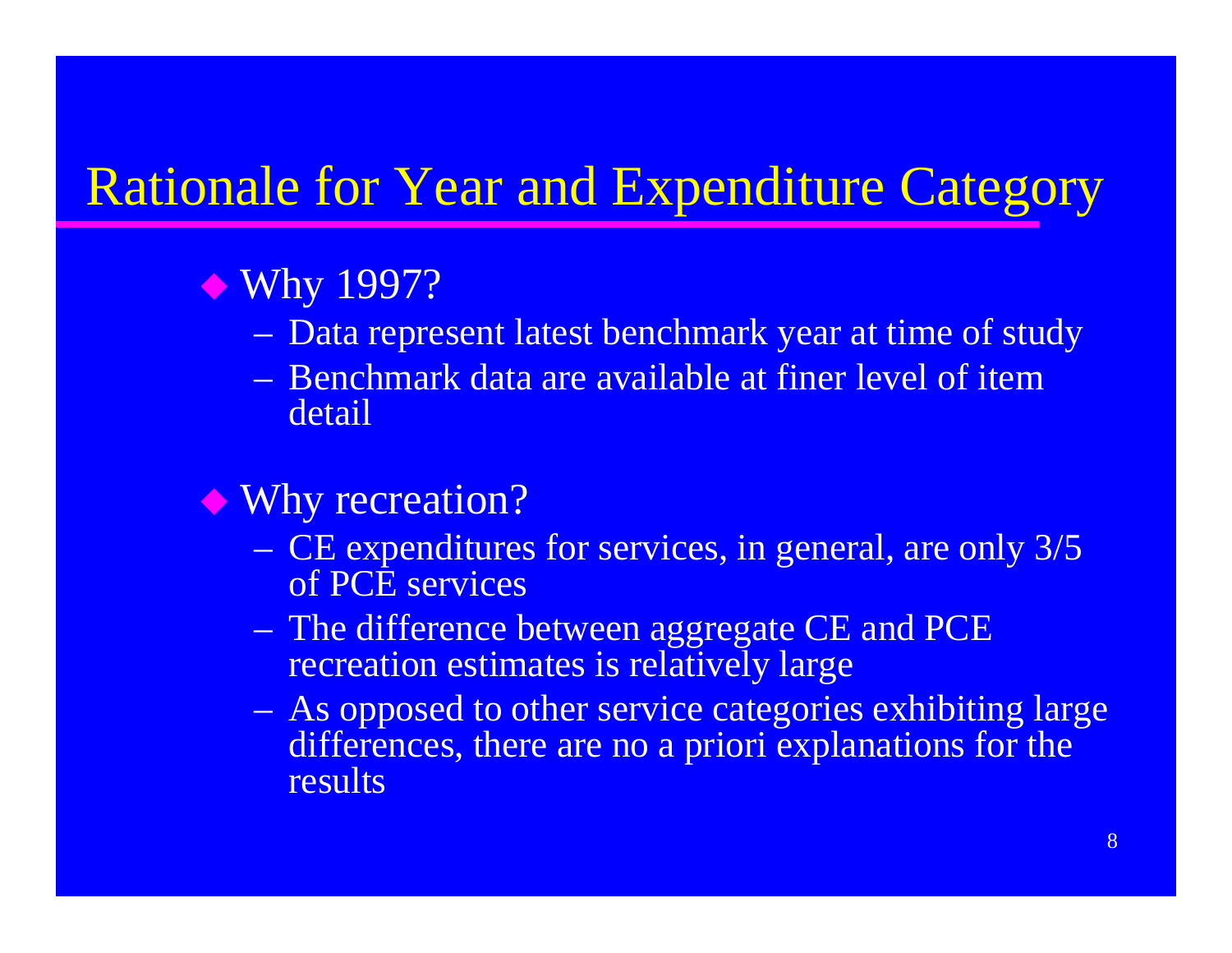# Rationale for Year and Expenditure Category

- Why 1997?
  - Data represent latest benchmark year at time of study
  - Benchmark data are available at finer level of item detail

- Why recreation?
  - CE expenditures for services, in general, are only 3/5 of PCE services
  - The difference between aggregate CE and PCE recreation estimates is relatively large
  - As opposed to other service categories exhibiting large differences, there are no a priori explanations for the results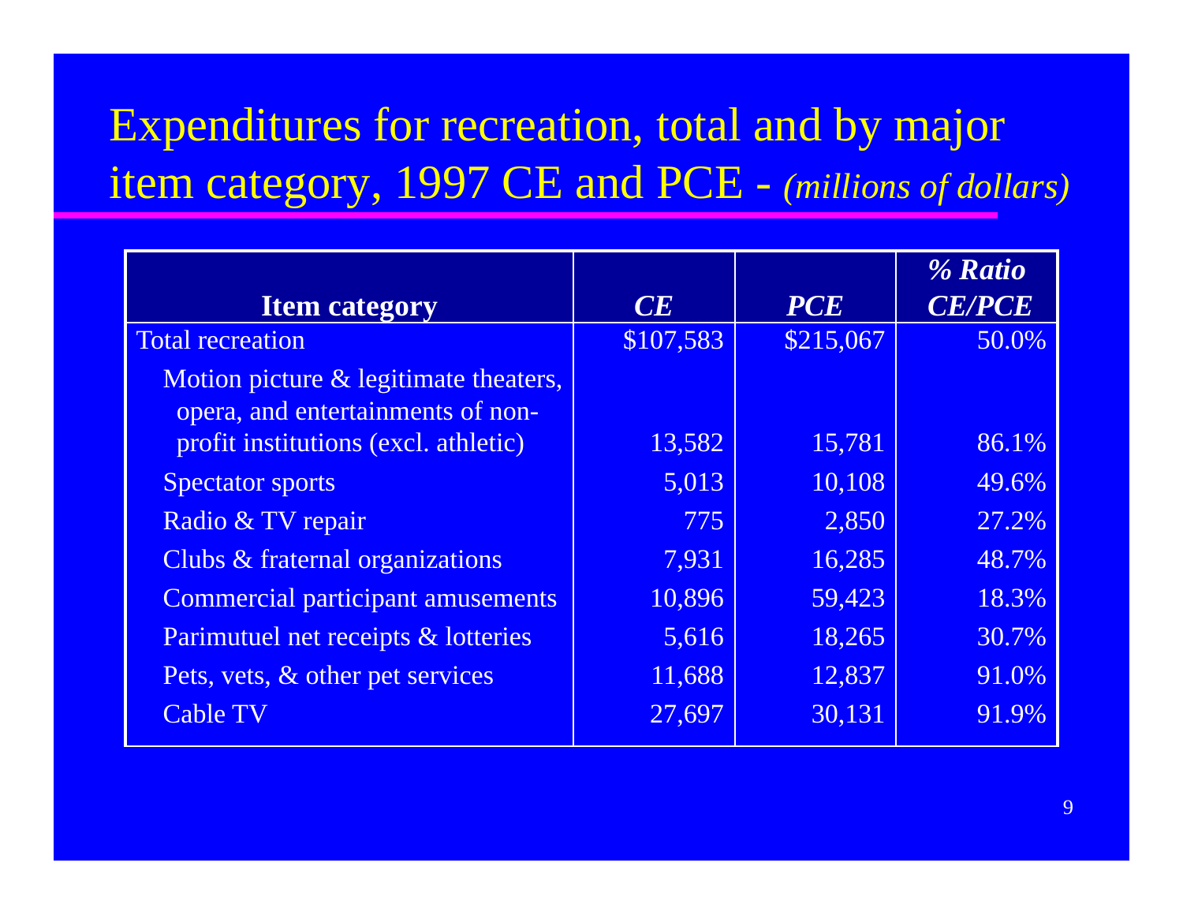# Expenditures for recreation, total and by major item category, 1997 CE and PCE - *(millions of dollars)*

| Item category | *CE* | *PCE* | *% Ratio CE/PCE* |
|---|---|---|---|
| Total recreation | $107,583 | $215,067 | 50.0% |
| Motion picture & legitimate theaters, opera, and entertainments of non-profit institutions (excl. athletic) | 13,582 | 15,781 | 86.1% |
| Spectator sports | 5,013 | 10,108 | 49.6% |
| Radio & TV repair | 775 | 2,850 | 27.2% |
| Clubs & fraternal organizations | 7,931 | 16,285 | 48.7% |
| Commercial participant amusements | 10,896 | 59,423 | 18.3% |
| Parimutuel net receipts & lotteries | 5,616 | 18,265 | 30.7% |
| Pets, vets, & other pet services | 11,688 | 12,837 | 91.0% |
| Cable TV | 27,697 | 30,131 | 91.9% |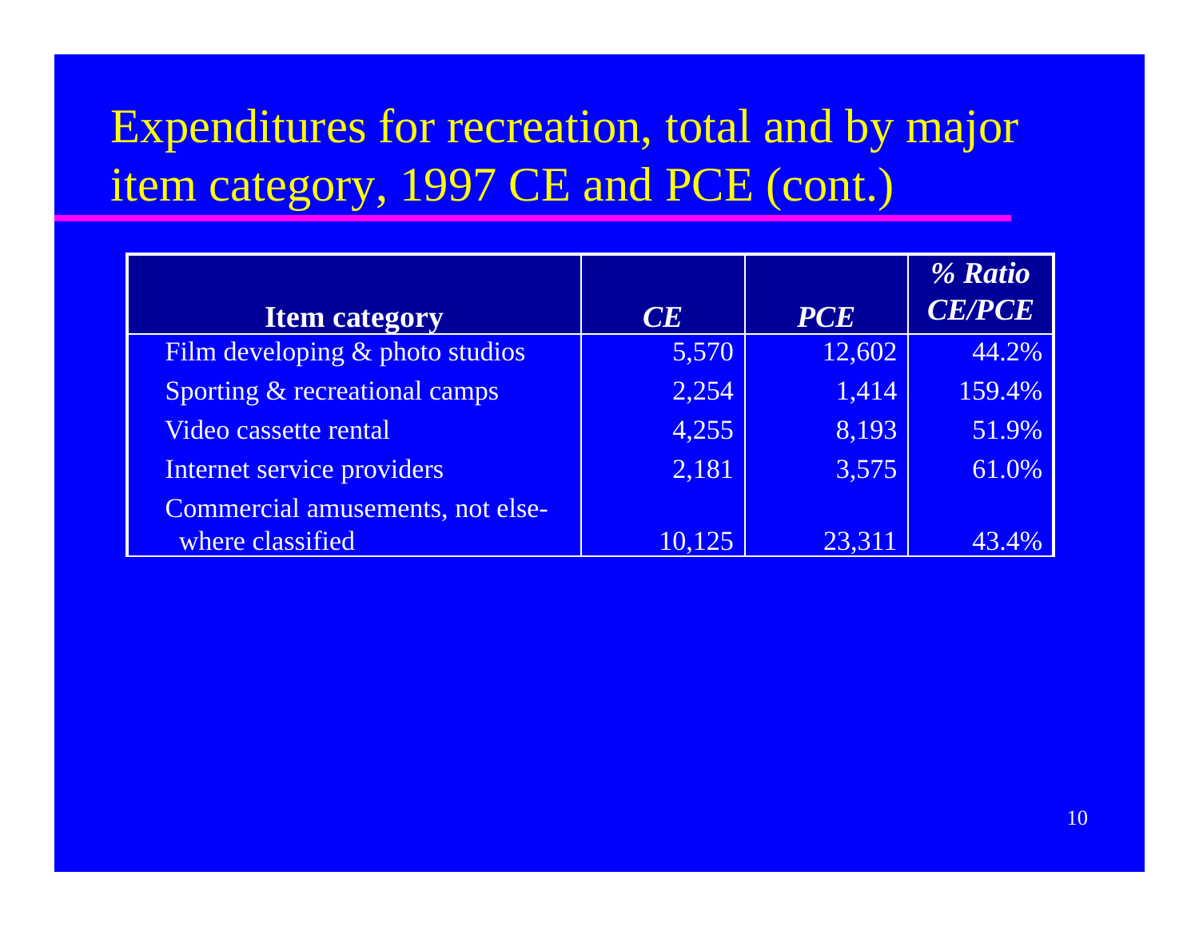# Expenditures for recreation, total and by major item category, 1997 CE and PCE (cont.)

| **Item category** | ***CE*** | ***PCE*** | ***% Ratio CE/PCE*** |
|---|---|---|---|
| Film developing & photo studios | 5,570 | 12,602 | 44.2% |
| Sporting & recreational camps | 2,254 | 1,414 | 159.4% |
| Video cassette rental | 4,255 | 8,193 | 51.9% |
| Internet service providers | 2,181 | 3,575 | 61.0% |
| Commercial amusements, not elsewhere classified | 10,125 | 23,311 | 43.4% |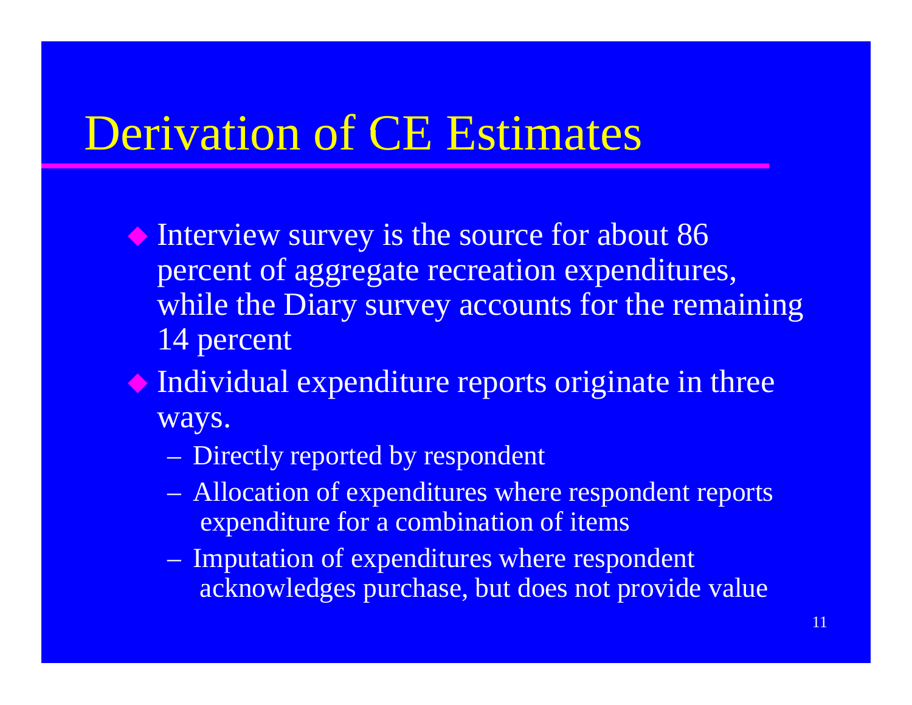# Derivation of CE Estimates

- Interview survey is the source for about 86 percent of aggregate recreation expenditures, while the Diary survey accounts for the remaining 14 percent
- Individual expenditure reports originate in three ways.
  - Directly reported by respondent
  - Allocation of expenditures where respondent reports expenditure for a combination of items
  - Imputation of expenditures where respondent acknowledges purchase, but does not provide value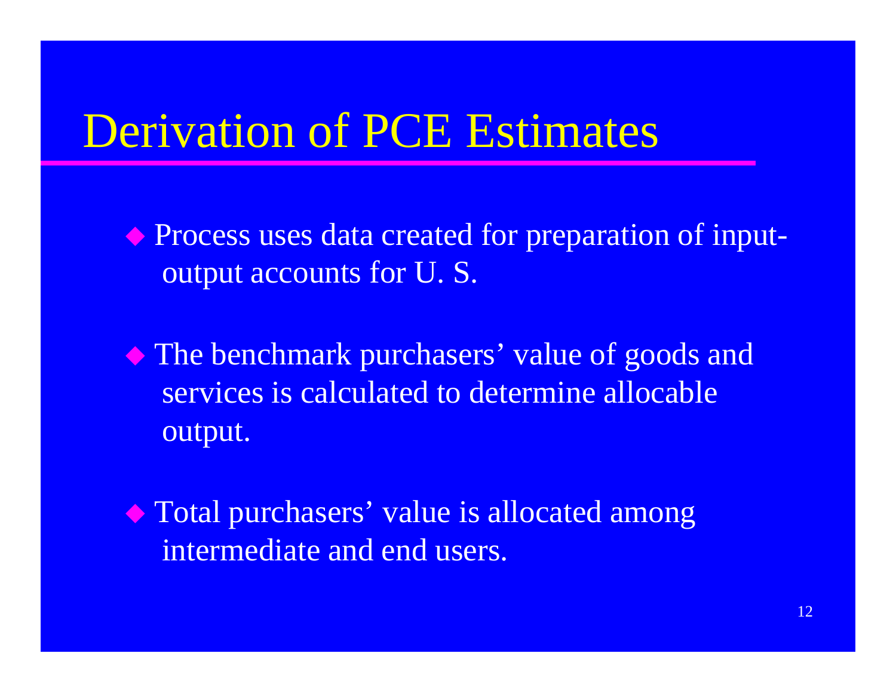# Derivation of PCE Estimates

- Process uses data created for preparation of input-output accounts for U. S.
- The benchmark purchasers' value of goods and services is calculated to determine allocable output.
- Total purchasers' value is allocated among intermediate and end users.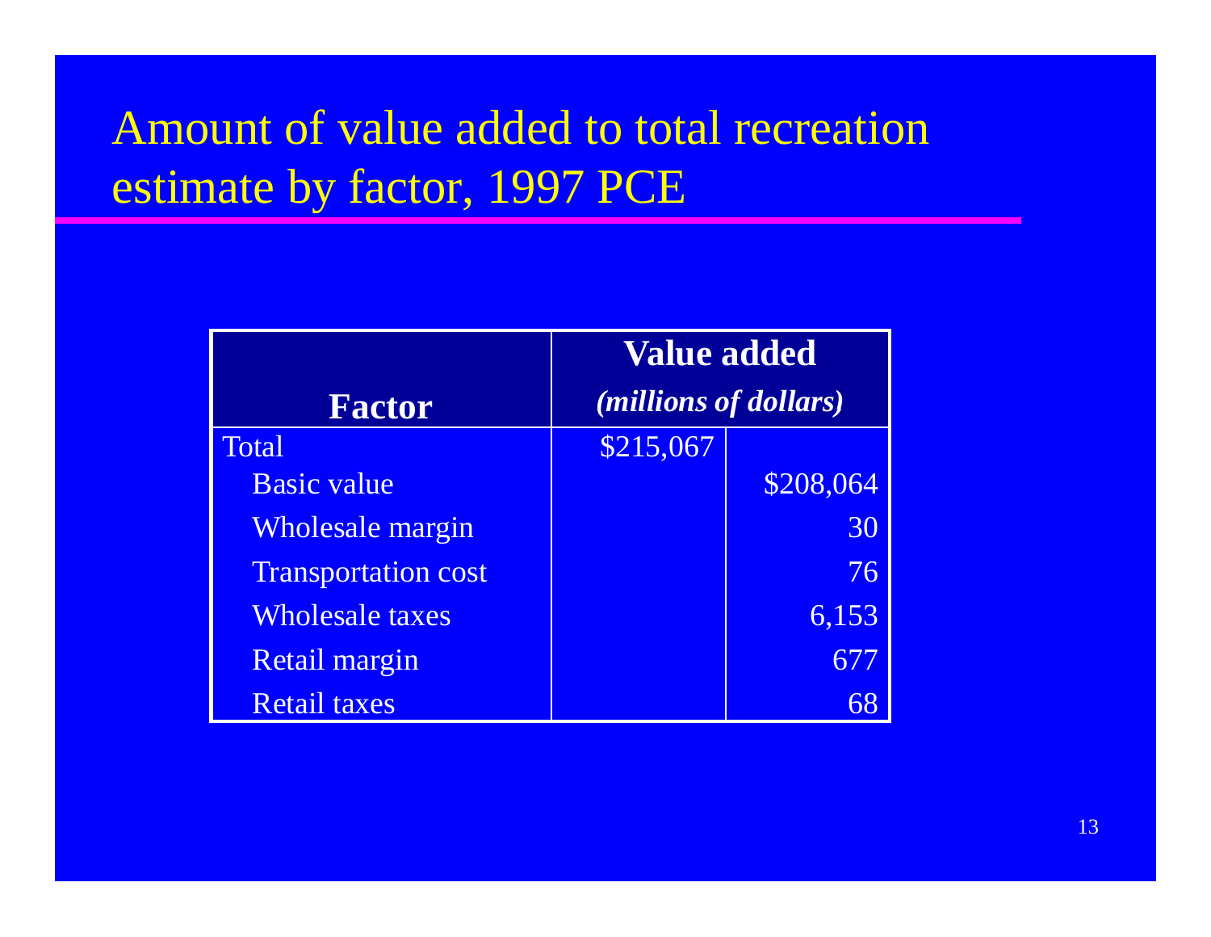# Amount of value added to total recreation estimate by factor, 1997 PCE

| Factor | Value added *(millions of dollars)* | |
|---|---|---|
| Total | $215,067 | |
| Basic value | | $208,064 |
| Wholesale margin | | 30 |
| Transportation cost | | 76 |
| Wholesale taxes | | 6,153 |
| Retail margin | | 677 |
| Retail taxes | | 68 |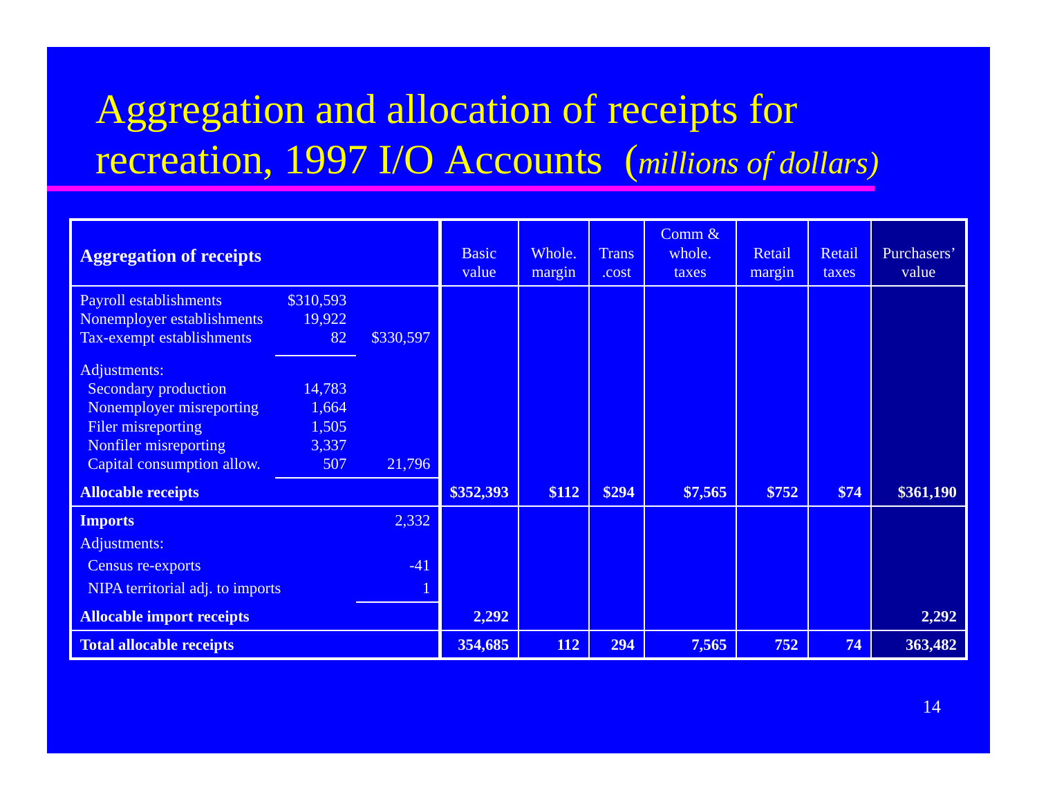# Aggregation and allocation of receipts for recreation, 1997 I/O Accounts (*millions of dollars)*

| **Aggregation of receipts** | | | Basic value | Whole. margin | Trans .cost | Comm & whole. taxes | Retail margin | Retail taxes | Purchasers' value |
|---|---|---|---|---|---|---|---|---|---|
| Payroll establishments | $310,593 | | | | | | | | |
| Nonemployer establishments | 19,922 | | | | | | | | |
| Tax-exempt establishments | 82 | $330,597 | | | | | | | |
| Adjustments: | | | | | | | | | |
| Secondary production | 14,783 | | | | | | | | |
| Nonemployer misreporting | 1,664 | | | | | | | | |
| Filer misreporting | 1,505 | | | | | | | | |
| Nonfiler misreporting | 3,337 | | | | | | | | |
| Capital consumption allow. | 507 | 21,796 | | | | | | | |
| **Allocable receipts** | | | **$352,393** | **$112** | **$294** | **$7,565** | **$752** | **$74** | **$361,190** |
| **Imports** | | 2,332 | | | | | | | |
| Adjustments: | | | | | | | | | |
| Census re-exports | | -41 | | | | | | | |
| NIPA territorial adj. to imports | | 1 | | | | | | | |
| **Allocable import receipts** | | | **2,292** | | | | | | **2,292** |
| **Total allocable receipts** | | | **354,685** | **112** | **294** | **7,565** | **752** | **74** | **363,482** |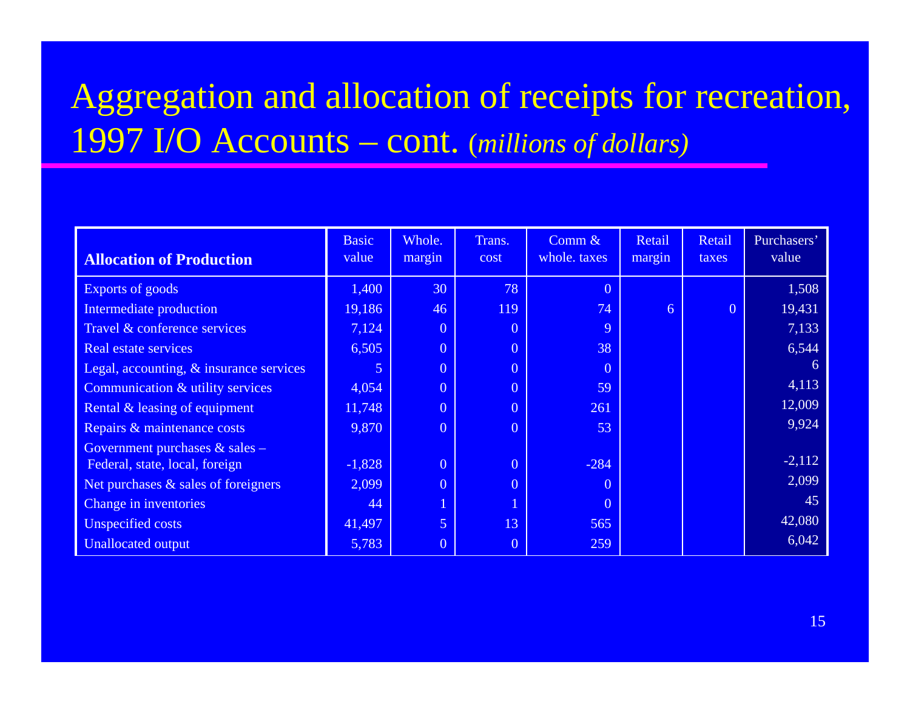# Aggregation and allocation of receipts for recreation, 1997 I/O Accounts – cont. *(millions of dollars)*

| **Allocation of Production** | Basic value | Whole. margin | Trans. cost | Comm & whole. taxes | Retail margin | Retail taxes | Purchasers' value |
|---|---|---|---|---|---|---|---|
| Exports of goods | 1,400 | 30 | 78 | 0 | | | 1,508 |
| Intermediate production | 19,186 | 46 | 119 | 74 | 6 | 0 | 19,431 |
| Travel & conference services | 7,124 | 0 | 0 | 9 | | | 7,133 |
| Real estate services | 6,505 | 0 | 0 | 38 | | | 6,544 |
| Legal, accounting, & insurance services | 5 | 0 | 0 | 0 | | | 6 |
| Communication & utility services | 4,054 | 0 | 0 | 59 | | | 4,113 |
| Rental & leasing of equipment | 11,748 | 0 | 0 | 261 | | | 12,009 |
| Repairs & maintenance costs | 9,870 | 0 | 0 | 53 | | | 9,924 |
| Government purchases & sales – Federal, state, local, foreign | -1,828 | 0 | 0 | -284 | | | -2,112 |
| Net purchases & sales of foreigners | 2,099 | 0 | 0 | 0 | | | 2,099 |
| Change in inventories | 44 | 1 | 1 | 0 | | | 45 |
| Unspecified costs | 41,497 | 5 | 13 | 565 | | | 42,080 |
| Unallocated output | 5,783 | 0 | 0 | 259 | | | 6,042 |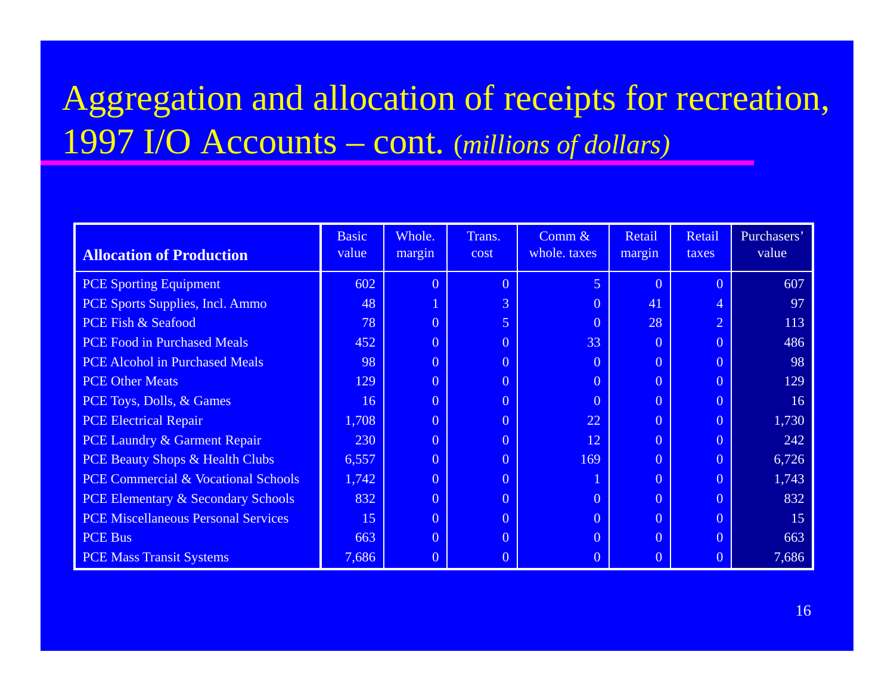# Aggregation and allocation of receipts for recreation, 1997 I/O Accounts – cont. *(millions of dollars)*

| Allocation of Production | Basic value | Whole. margin | Trans. cost | Comm & whole. taxes | Retail margin | Retail taxes | Purchasers' value |
|---|---|---|---|---|---|---|---|
| PCE Sporting Equipment | 602 | 0 | 0 | 5 | 0 | 0 | 607 |
| PCE Sports Supplies, Incl. Ammo | 48 | 1 | 3 | 0 | 41 | 4 | 97 |
| PCE Fish & Seafood | 78 | 0 | 5 | 0 | 28 | 2 | 113 |
| PCE Food in Purchased Meals | 452 | 0 | 0 | 33 | 0 | 0 | 486 |
| PCE Alcohol in Purchased Meals | 98 | 0 | 0 | 0 | 0 | 0 | 98 |
| PCE Other Meats | 129 | 0 | 0 | 0 | 0 | 0 | 129 |
| PCE Toys, Dolls, & Games | 16 | 0 | 0 | 0 | 0 | 0 | 16 |
| PCE Electrical Repair | 1,708 | 0 | 0 | 22 | 0 | 0 | 1,730 |
| PCE Laundry & Garment Repair | 230 | 0 | 0 | 12 | 0 | 0 | 242 |
| PCE Beauty Shops & Health Clubs | 6,557 | 0 | 0 | 169 | 0 | 0 | 6,726 |
| PCE Commercial & Vocational Schools | 1,742 | 0 | 0 | 1 | 0 | 0 | 1,743 |
| PCE Elementary & Secondary Schools | 832 | 0 | 0 | 0 | 0 | 0 | 832 |
| PCE Miscellaneous Personal Services | 15 | 0 | 0 | 0 | 0 | 0 | 15 |
| PCE Bus | 663 | 0 | 0 | 0 | 0 | 0 | 663 |
| PCE Mass Transit Systems | 7,686 | 0 | 0 | 0 | 0 | 0 | 7,686 |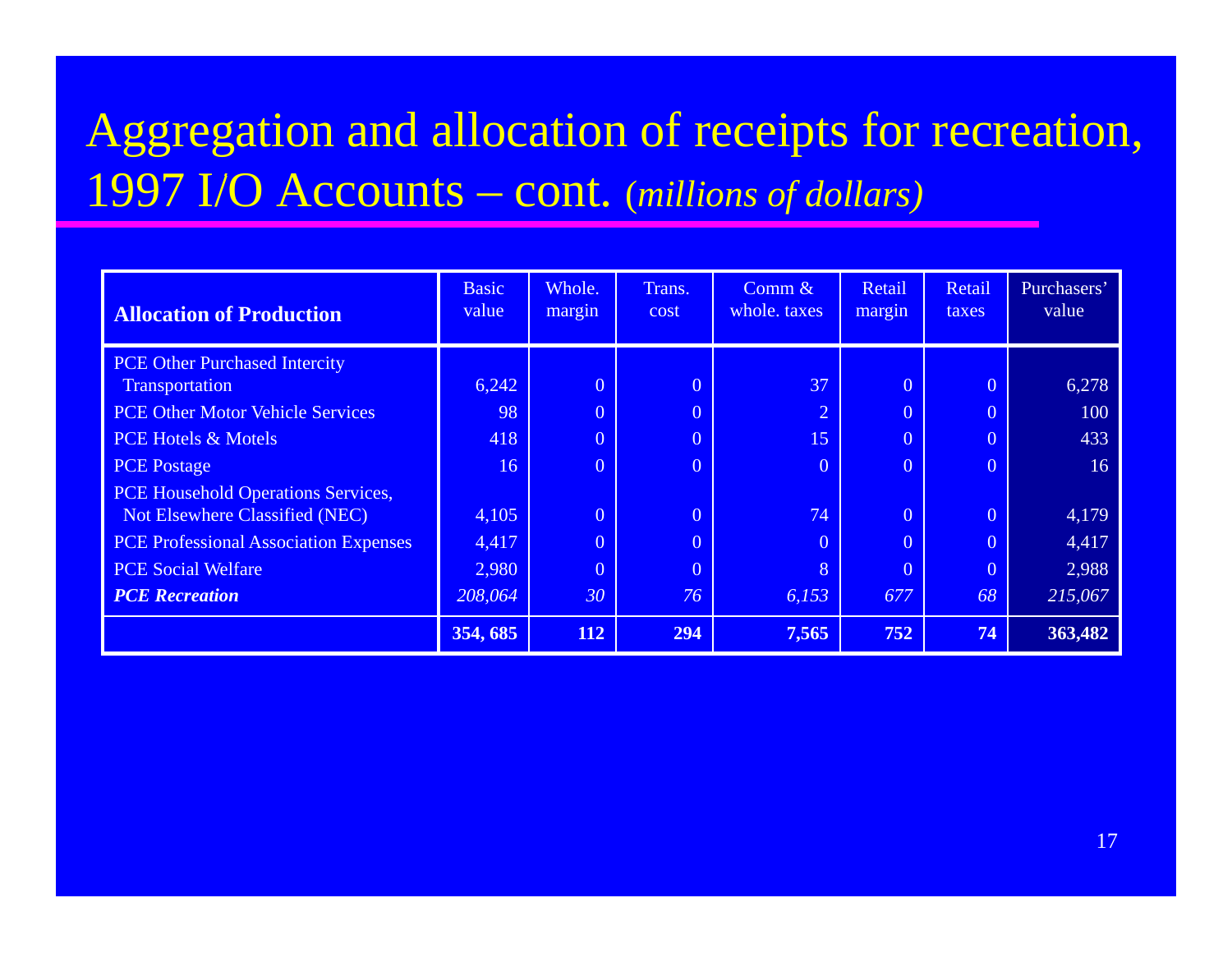# Aggregation and allocation of receipts for recreation, 1997 I/O Accounts – cont. *(millions of dollars)*

| **Allocation of Production** | Basic value | Whole. margin | Trans. cost | Comm & whole. taxes | Retail margin | Retail taxes | Purchasers' value |
|---|---|---|---|---|---|---|---|
| PCE Other Purchased Intercity Transportation | 6,242 | 0 | 0 | 37 | 0 | 0 | 6,278 |
| PCE Other Motor Vehicle Services | 98 | 0 | 0 | 2 | 0 | 0 | 100 |
| PCE Hotels & Motels | 418 | 0 | 0 | 15 | 0 | 0 | 433 |
| PCE Postage | 16 | 0 | 0 | 0 | 0 | 0 | 16 |
| PCE Household Operations Services, Not Elsewhere Classified (NEC) | 4,105 | 0 | 0 | 74 | 0 | 0 | 4,179 |
| PCE Professional Association Expenses | 4,417 | 0 | 0 | 0 | 0 | 0 | 4,417 |
| PCE Social Welfare | 2,980 | 0 | 0 | 8 | 0 | 0 | 2,988 |
| ***PCE Recreation*** | *208,064* | *30* | *76* | *6,153* | *677* | *68* | *215,067* |
| | **354, 685** | **112** | **294** | **7,565** | **752** | **74** | **363,482** |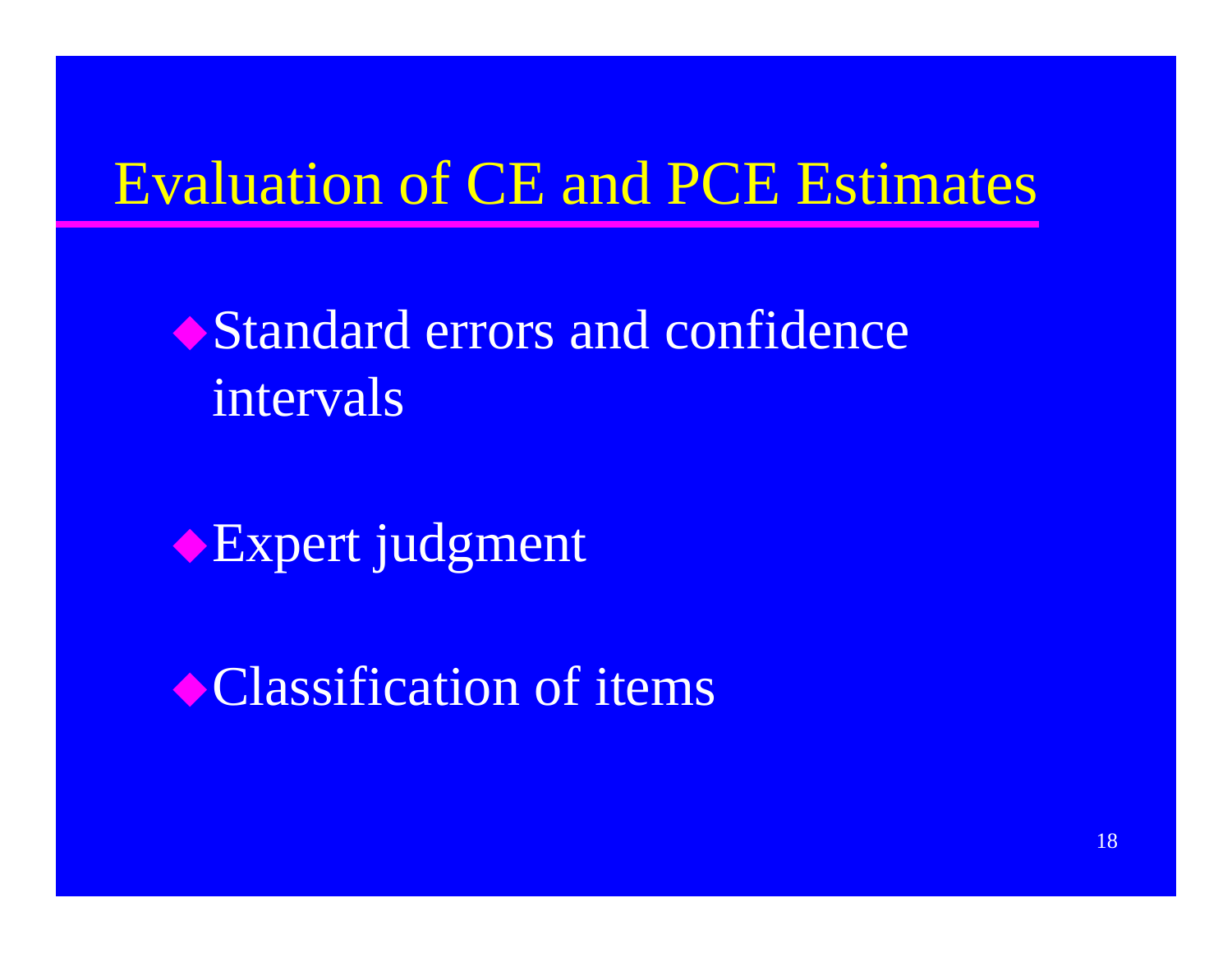# Evaluation of CE and PCE Estimates

- Standard errors and confidence intervals
- Expert judgment
- Classification of items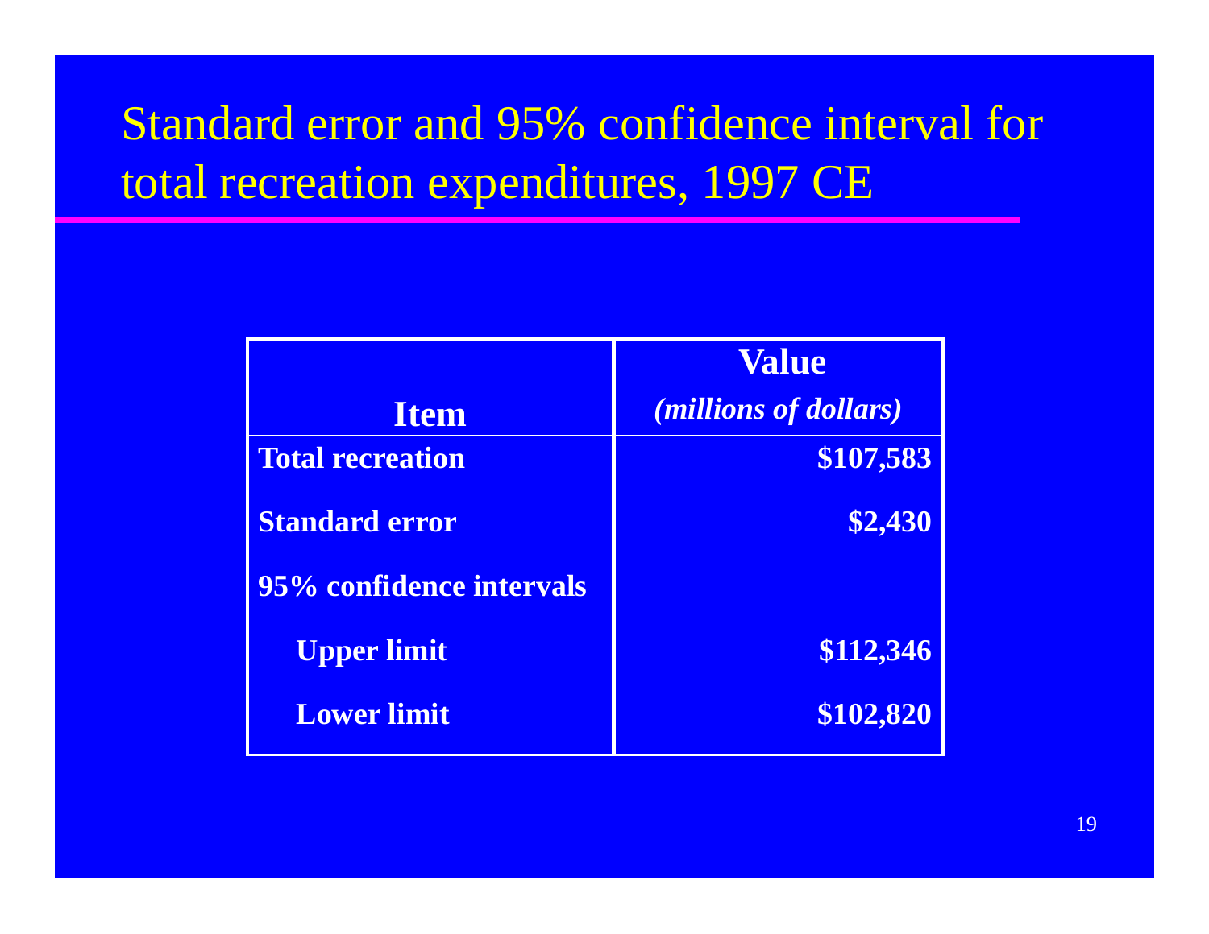# Standard error and 95% confidence interval for total recreation expenditures, 1997 CE

| Item | Value *(millions of dollars)* |
| --- | ---: |
| **Total recreation** | **$107,583** |
| **Standard error** | **$2,430** |
| **95% confidence intervals** | |
| **Upper limit** | **$112,346** |
| **Lower limit** | **$102,820** |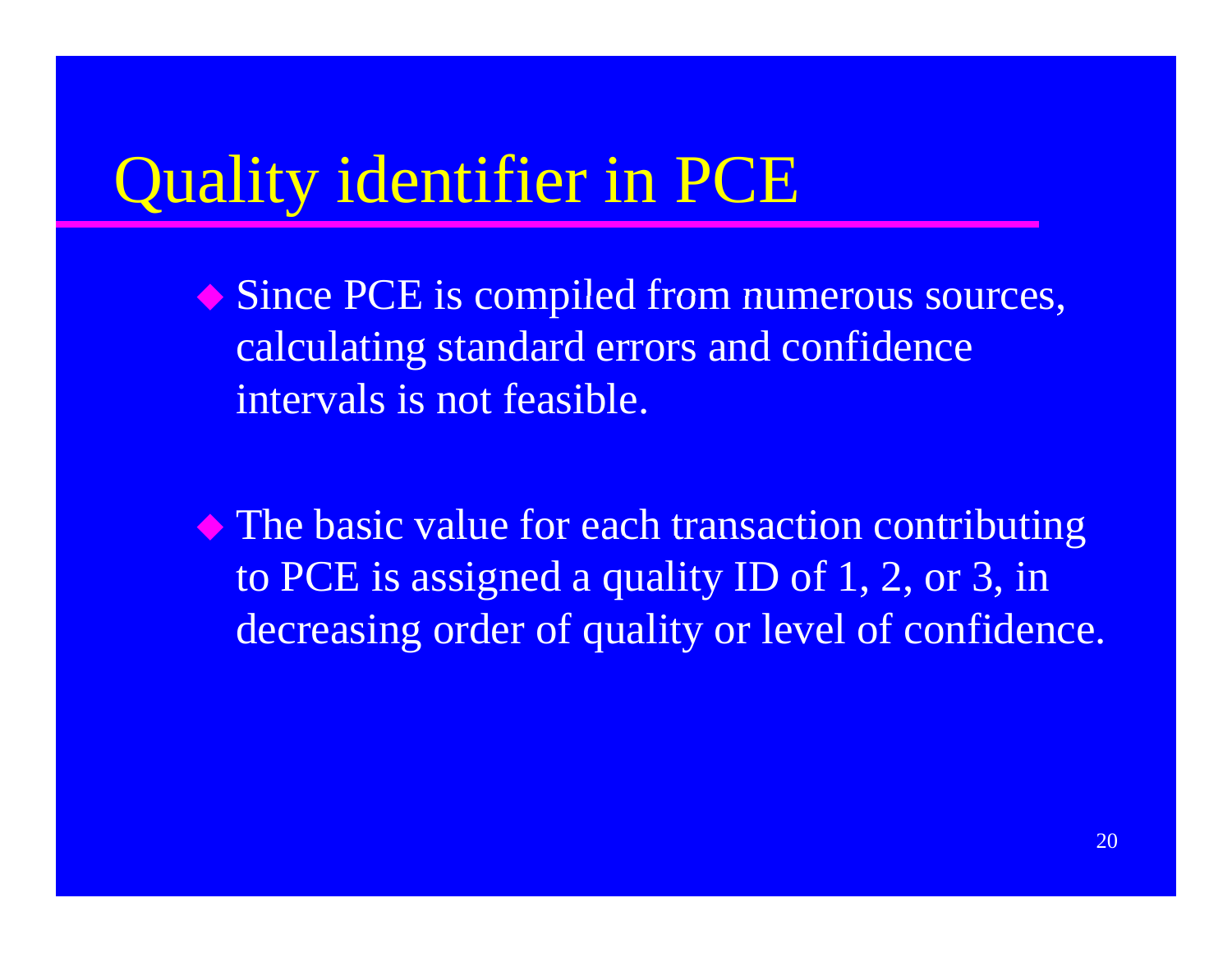# Quality identifier in PCE

- Since PCE is compiled from numerous sources, calculating standard errors and confidence intervals is not feasible.

- The basic value for each transaction contributing to PCE is assigned a quality ID of 1, 2, or 3, in decreasing order of quality or level of confidence.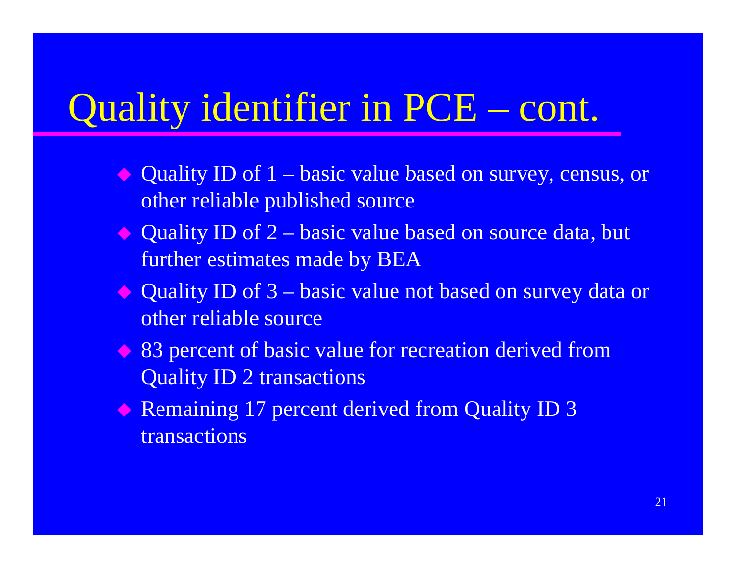# Quality identifier in PCE – cont.

- Quality ID of 1 – basic value based on survey, census, or other reliable published source
- Quality ID of 2 – basic value based on source data, but further estimates made by BEA
- Quality ID of 3 – basic value not based on survey data or other reliable source
- 83 percent of basic value for recreation derived from Quality ID 2 transactions
- Remaining 17 percent derived from Quality ID 3 transactions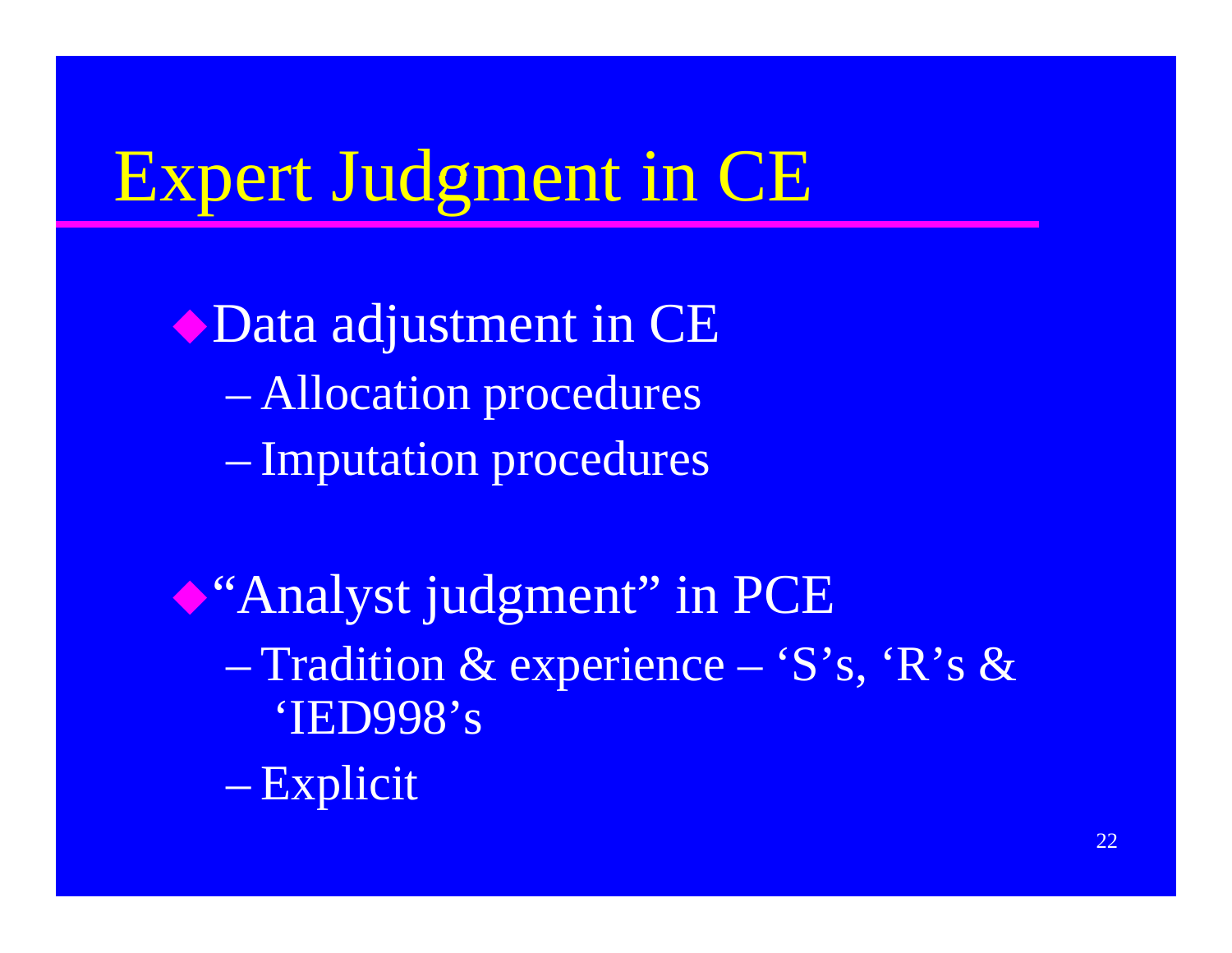# Expert Judgment in CE

- Data adjustment in CE
  - Allocation procedures
  - Imputation procedures
- "Analyst judgment" in PCE
  - Tradition & experience – 'S's, 'R's & 'IED998's
  - Explicit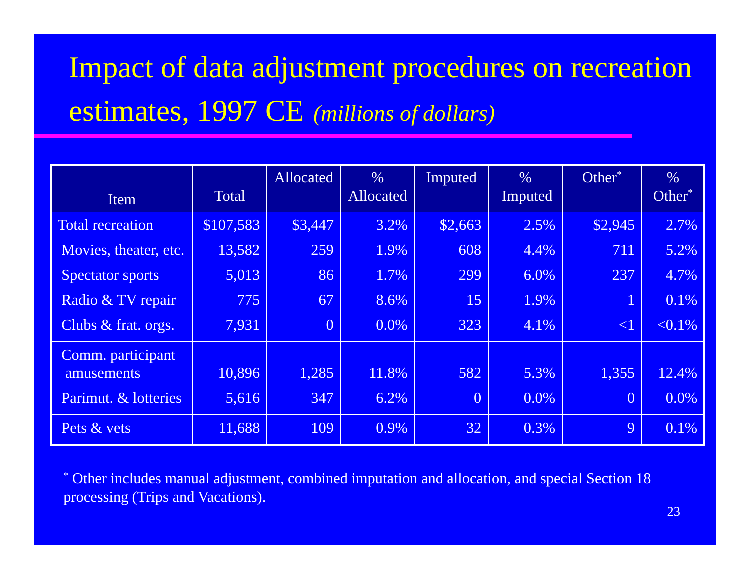# Impact of data adjustment procedures on recreation estimates, 1997 CE *(millions of dollars)*

| Item | Total | Allocated | % Allocated | Imputed | % Imputed | Other[*] | % Other[*] |
|---|---|---|---|---|---|---|---|
| Total recreation | $107,583 | $3,447 | 3.2% | $2,663 | 2.5% | $2,945 | 2.7% |
| Movies, theater, etc. | 13,582 | 259 | 1.9% | 608 | 4.4% | 711 | 5.2% |
| Spectator sports | 5,013 | 86 | 1.7% | 299 | 6.0% | 237 | 4.7% |
| Radio & TV repair | 775 | 67 | 8.6% | 15 | 1.9% | 1 | 0.1% |
| Clubs & frat. orgs. | 7,931 | 0 | 0.0% | 323 | 4.1% | <1 | <0.1% |
| Comm. participant amusements | 10,896 | 1,285 | 11.8% | 582 | 5.3% | 1,355 | 12.4% |
| Parimut. & lotteries | 5,616 | 347 | 6.2% | 0 | 0.0% | 0 | 0.0% |
| Pets & vets | 11,688 | 109 | 0.9% | 32 | 0.3% | 9 | 0.1% |

[*] Other includes manual adjustment, combined imputation and allocation, and special Section 18 processing (Trips and Vacations).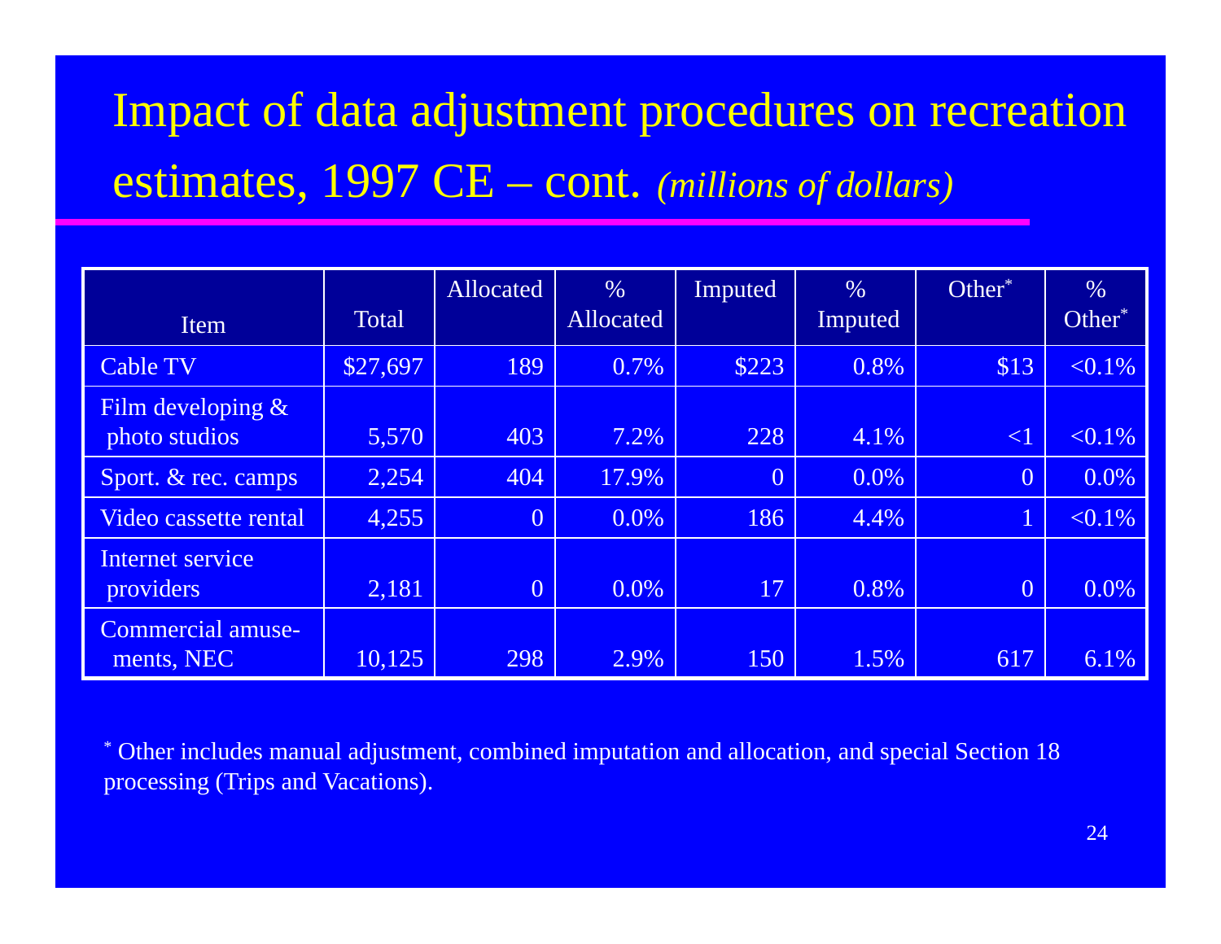# Impact of data adjustment procedures on recreation estimates, 1997 CE – cont. *(millions of dollars)*

| Item | Total | Allocated | % Allocated | Imputed | % Imputed | Other* | % Other* |
|---|---|---|---|---|---|---|---|
| Cable TV | $27,697 | 189 | 0.7% | $223 | 0.8% | $13 | <0.1% |
| Film developing & photo studios | 5,570 | 403 | 7.2% | 228 | 4.1% | <1 | <0.1% |
| Sport. & rec. camps | 2,254 | 404 | 17.9% | 0 | 0.0% | 0 | 0.0% |
| Video cassette rental | 4,255 | 0 | 0.0% | 186 | 4.4% | 1 | <0.1% |
| Internet service providers | 2,181 | 0 | 0.0% | 17 | 0.8% | 0 | 0.0% |
| Commercial amusements, NEC | 10,125 | 298 | 2.9% | 150 | 1.5% | 617 | 6.1% |

\* Other includes manual adjustment, combined imputation and allocation, and special Section 18 processing (Trips and Vacations).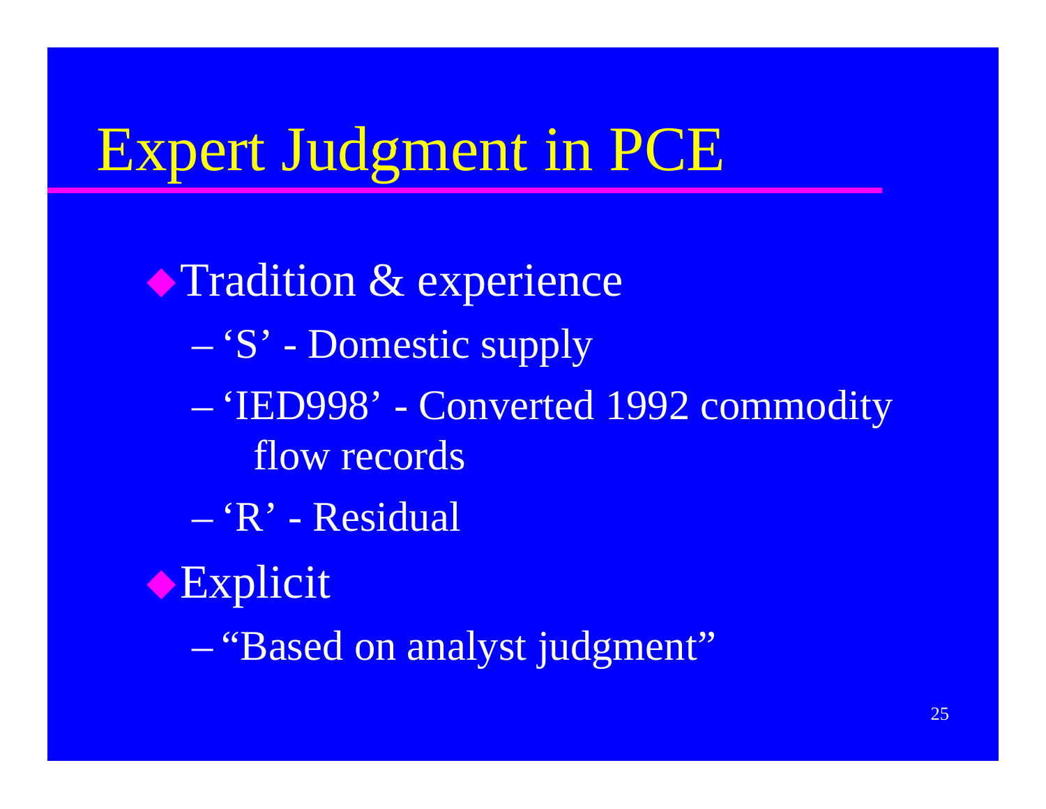# Expert Judgment in PCE

- Tradition & experience
  - ‘S’ - Domestic supply
  - ‘IED998’ - Converted 1992 commodity flow records
  - ‘R’ - Residual
- Explicit
  - “Based on analyst judgment”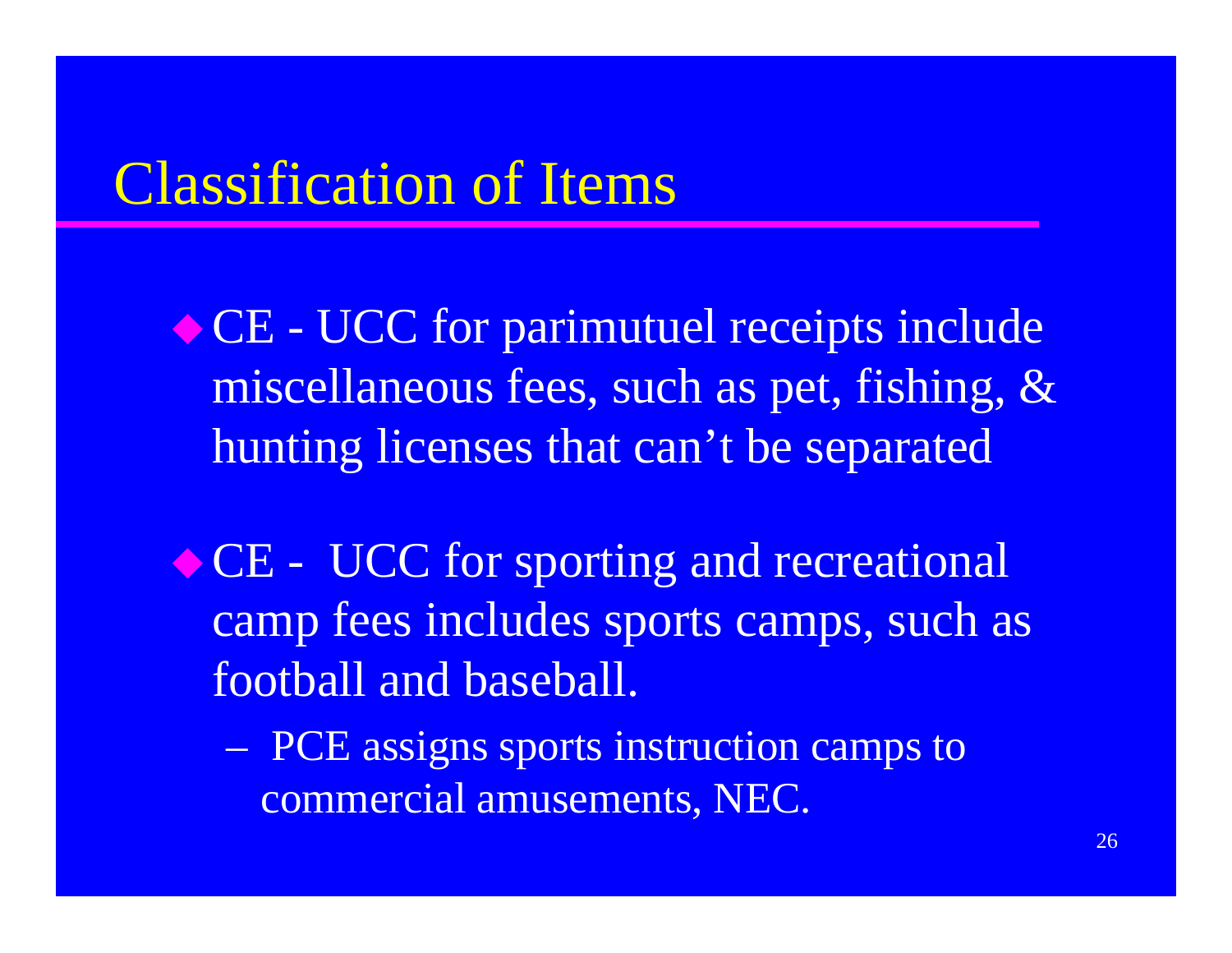# Classification of Items

- CE - UCC for parimutuel receipts include miscellaneous fees, such as pet, fishing, & hunting licenses that can't be separated

- CE - UCC for sporting and recreational camp fees includes sports camps, such as football and baseball.
  - PCE assigns sports instruction camps to commercial amusements, NEC.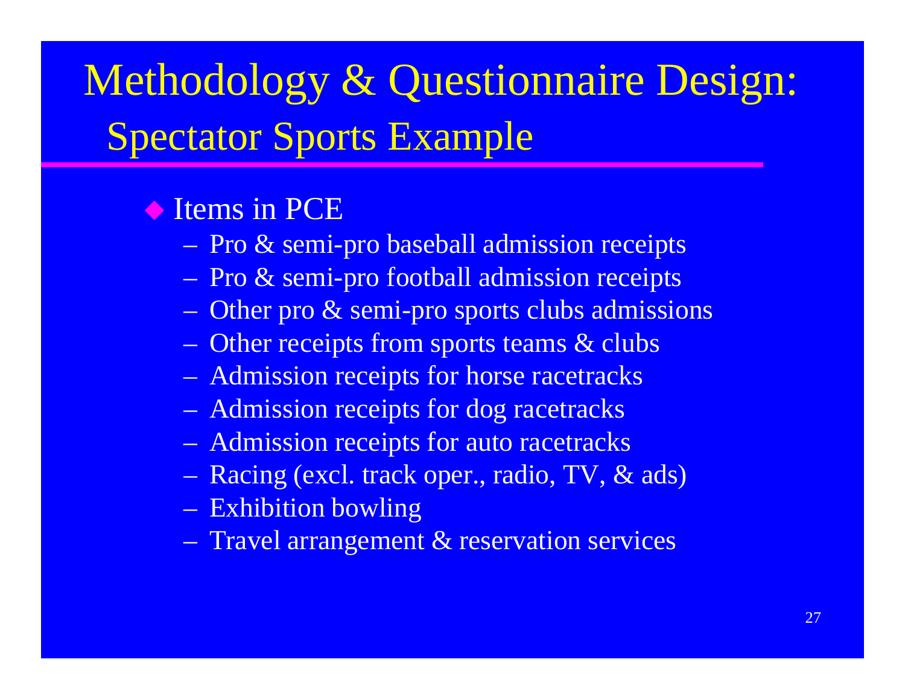# Methodology & Questionnaire Design:
## Spectator Sports Example

- Items in PCE
  - Pro & semi-pro baseball admission receipts
  - Pro & semi-pro football admission receipts
  - Other pro & semi-pro sports clubs admissions
  - Other receipts from sports teams & clubs
  - Admission receipts for horse racetracks
  - Admission receipts for dog racetracks
  - Admission receipts for auto racetracks
  - Racing (excl. track oper., radio, TV, & ads)
  - Exhibition bowling
  - Travel arrangement & reservation services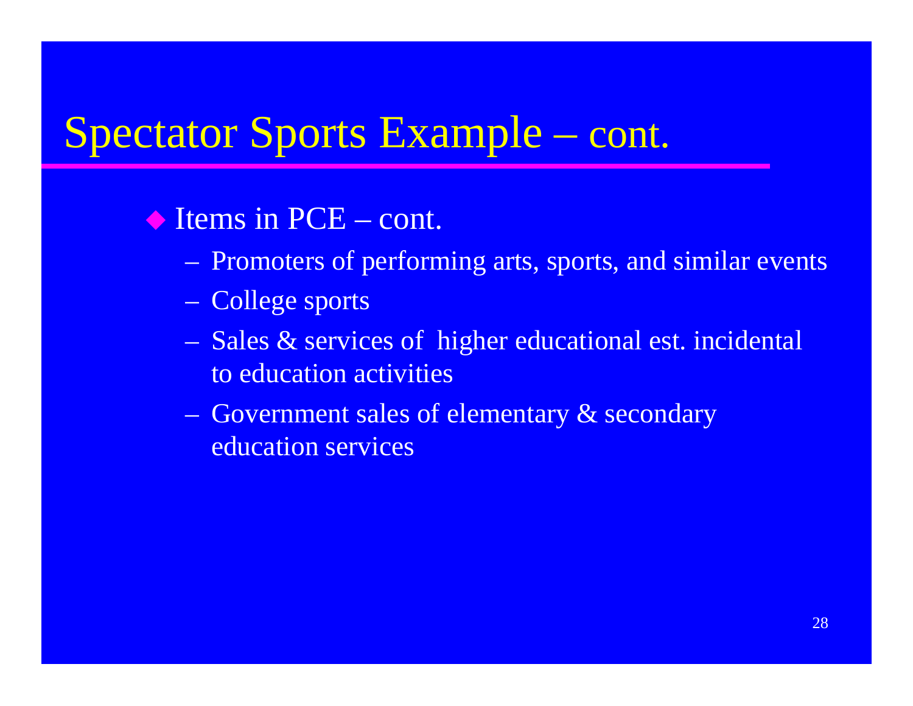# Spectator Sports Example – cont.

- Items in PCE – cont.
  - Promoters of performing arts, sports, and similar events
  - College sports
  - Sales & services of higher educational est. incidental to education activities
  - Government sales of elementary & secondary education services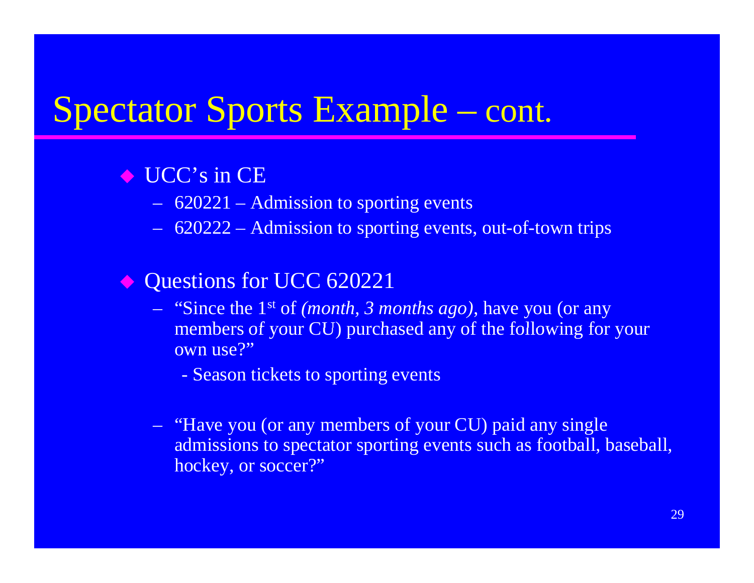# Spectator Sports Example – cont.

- UCC's in CE
  - 620221 – Admission to sporting events
  - 620222 – Admission to sporting events, out-of-town trips

- Questions for UCC 620221
  - "Since the 1st of *(month, 3 months ago)*, have you (or any members of your CU) purchased any of the following for your own use?"
    - Season tickets to sporting events
  - "Have you (or any members of your CU) paid any single admissions to spectator sporting events such as football, baseball, hockey, or soccer?"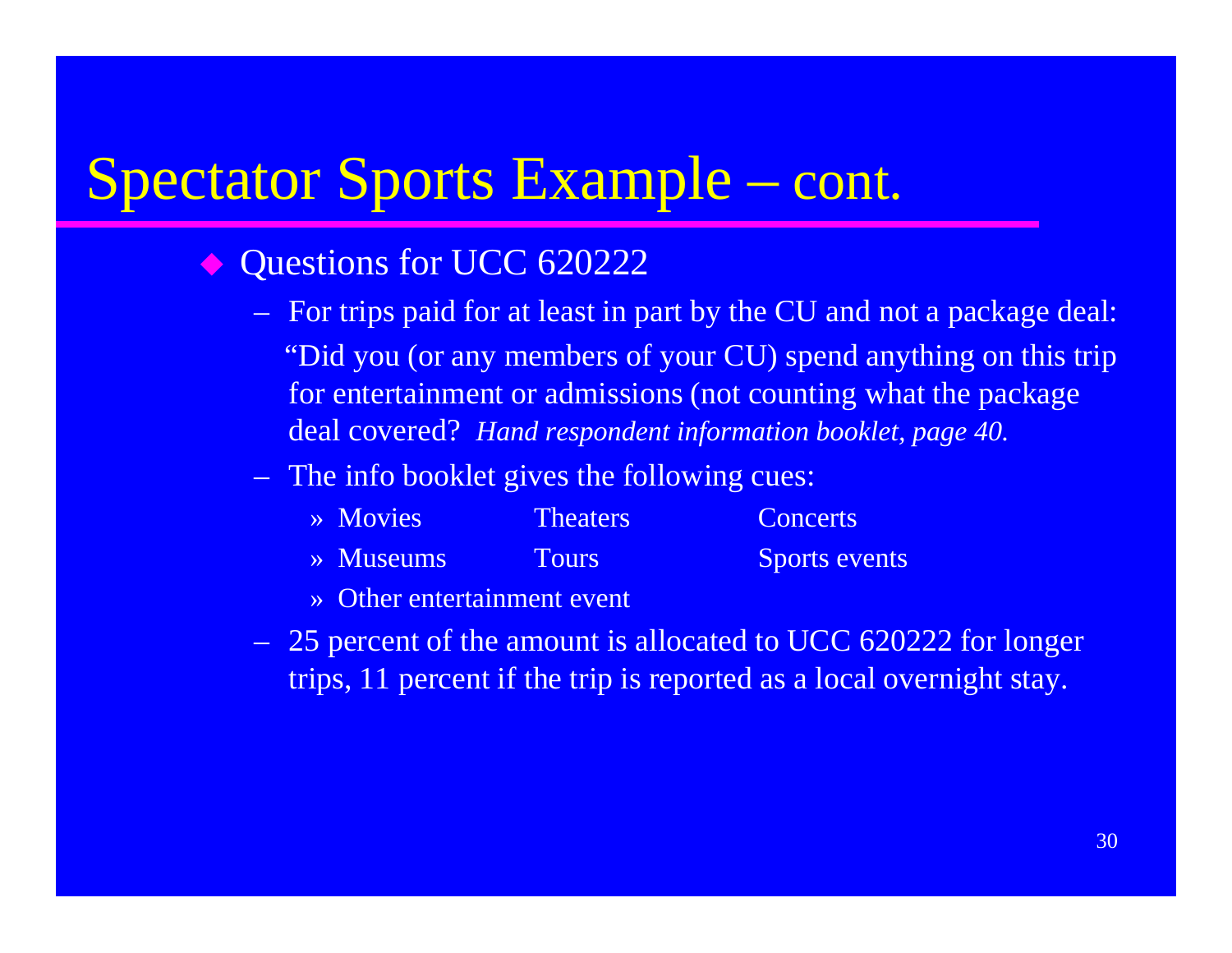# Spectator Sports Example – cont.

- Questions for UCC 620222
  - For trips paid for at least in part by the CU and not a package deal: "Did you (or any members of your CU) spend anything on this trip for entertainment or admissions (not counting what the package deal covered? *Hand respondent information booklet, page 40.*
  - The info booklet gives the following cues:
    - Movies Theaters Concerts
    - Museums Tours Sports events
    - Other entertainment event
  - 25 percent of the amount is allocated to UCC 620222 for longer trips, 11 percent if the trip is reported as a local overnight stay.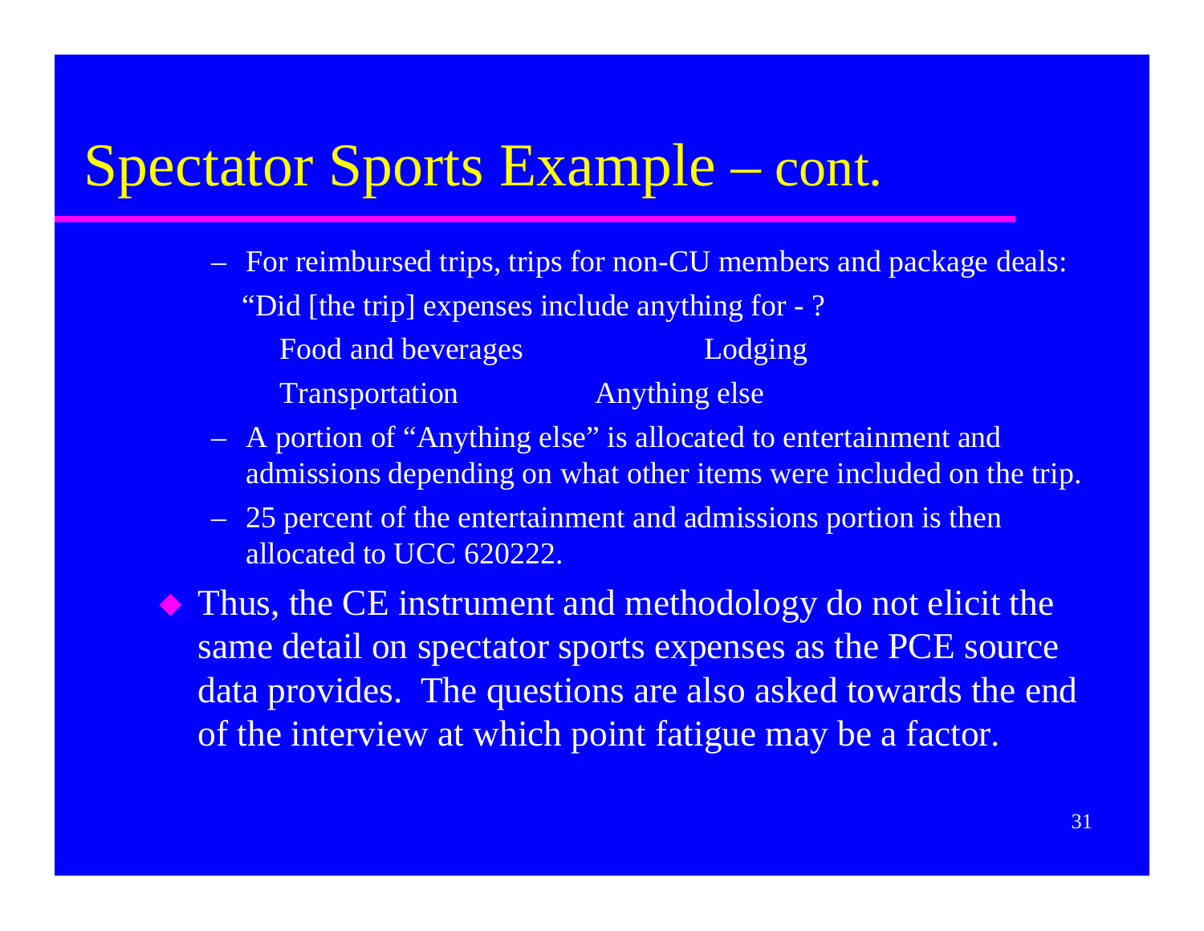# Spectator Sports Example – cont.

- For reimbursed trips, trips for non-CU members and package deals:

  "Did [the trip] expenses include anything for - ?

  Food and beverages    Lodging

  Transportation    Anything else

- A portion of "Anything else" is allocated to entertainment and admissions depending on what other items were included on the trip.
- 25 percent of the entertainment and admissions portion is then allocated to UCC 620222.

- Thus, the CE instrument and methodology do not elicit the same detail on spectator sports expenses as the PCE source data provides. The questions are also asked towards the end of the interview at which point fatigue may be a factor.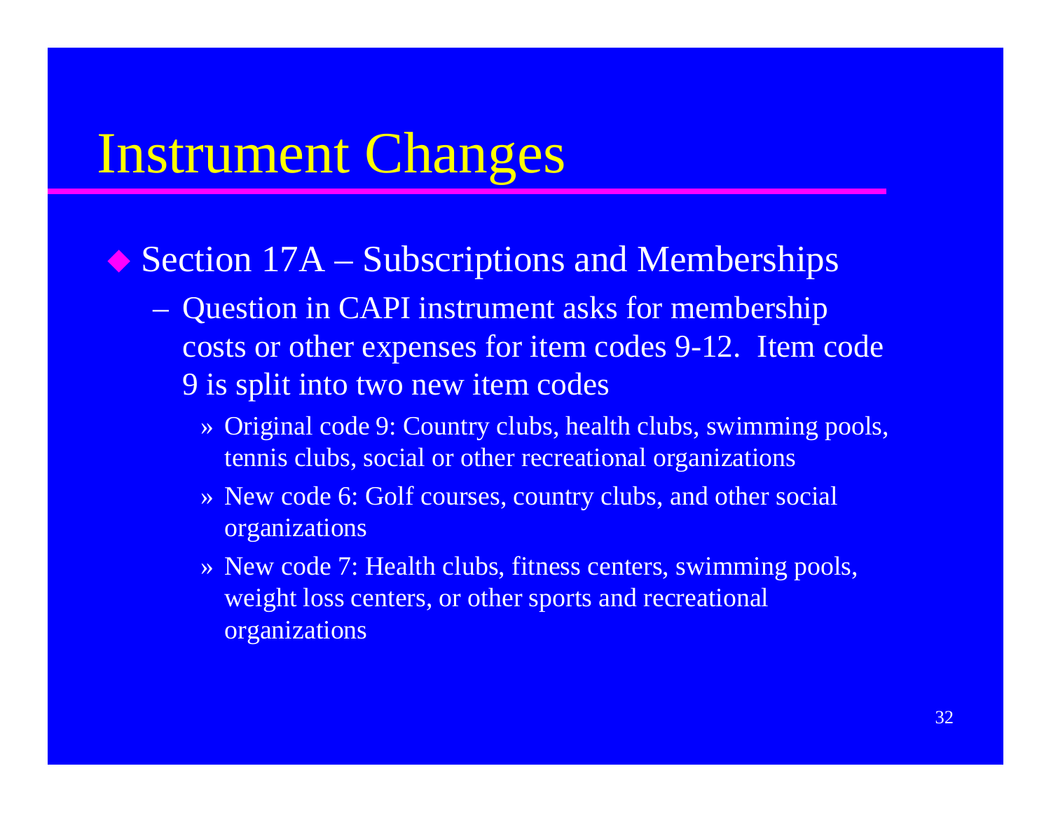# Instrument Changes

- Section 17A – Subscriptions and Memberships
  - Question in CAPI instrument asks for membership costs or other expenses for item codes 9-12. Item code 9 is split into two new item codes
    - Original code 9: Country clubs, health clubs, swimming pools, tennis clubs, social or other recreational organizations
    - New code 6: Golf courses, country clubs, and other social organizations
    - New code 7: Health clubs, fitness centers, swimming pools, weight loss centers, or other sports and recreational organizations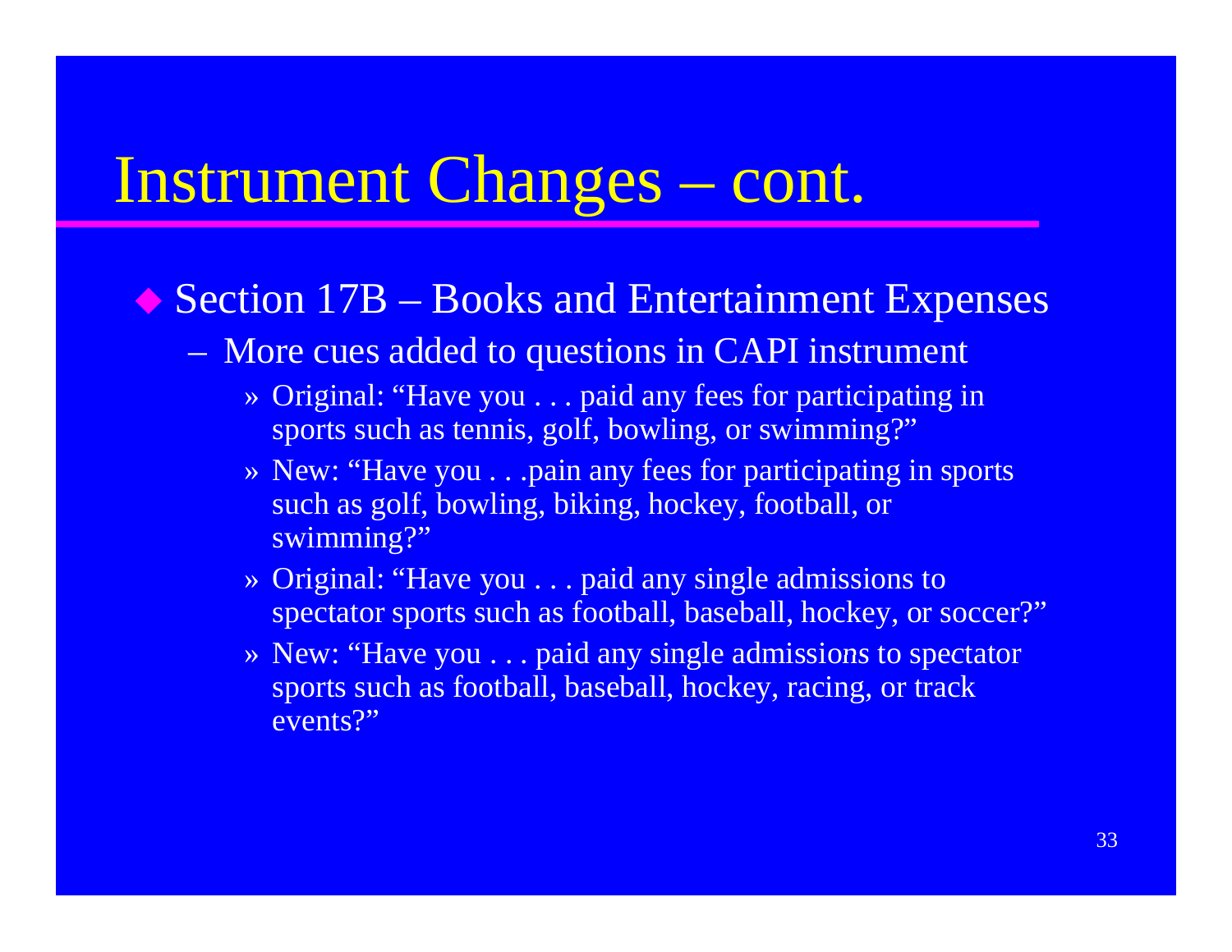# Instrument Changes – cont.

- Section 17B – Books and Entertainment Expenses
  - More cues added to questions in CAPI instrument
    - Original: "Have you . . . paid any fees for participating in sports such as tennis, golf, bowling, or swimming?"
    - New: "Have you . . .pain any fees for participating in sports such as golf, bowling, biking, hockey, football, or swimming?"
    - Original: "Have you . . . paid any single admissions to spectator sports such as football, baseball, hockey, or soccer?"
    - New: "Have you . . . paid any single admissions to spectator sports such as football, baseball, hockey, racing, or track events?"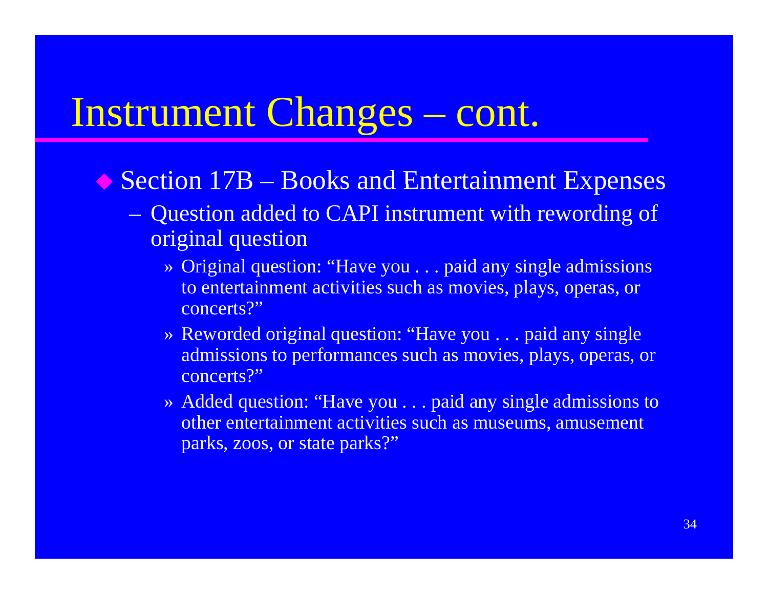# Instrument Changes – cont.

- Section 17B – Books and Entertainment Expenses
  - Question added to CAPI instrument with rewording of original question
    - Original question: "Have you . . . paid any single admissions to entertainment activities such as movies, plays, operas, or concerts?"
    - Reworded original question: "Have you . . . paid any single admissions to performances such as movies, plays, operas, or concerts?"
    - Added question: "Have you . . . paid any single admissions to other entertainment activities such as museums, amusement parks, zoos, or state parks?"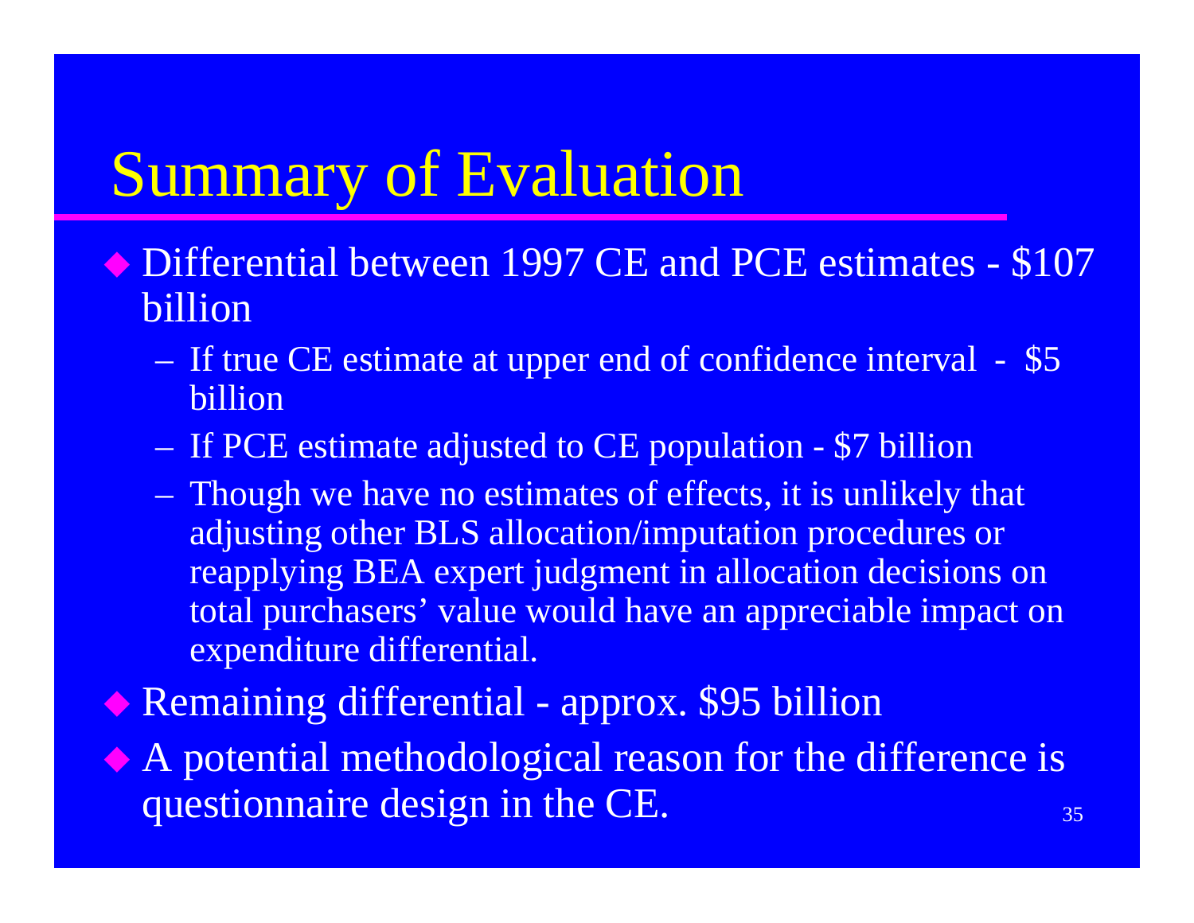# Summary of Evaluation

- Differential between 1997 CE and PCE estimates - $107 billion
  - If true CE estimate at upper end of confidence interval - $5 billion
  - If PCE estimate adjusted to CE population - $7 billion
  - Though we have no estimates of effects, it is unlikely that adjusting other BLS allocation/imputation procedures or reapplying BEA expert judgment in allocation decisions on total purchasers' value would have an appreciable impact on expenditure differential.
- Remaining differential - approx. $95 billion
- A potential methodological reason for the difference is questionnaire design in the CE.